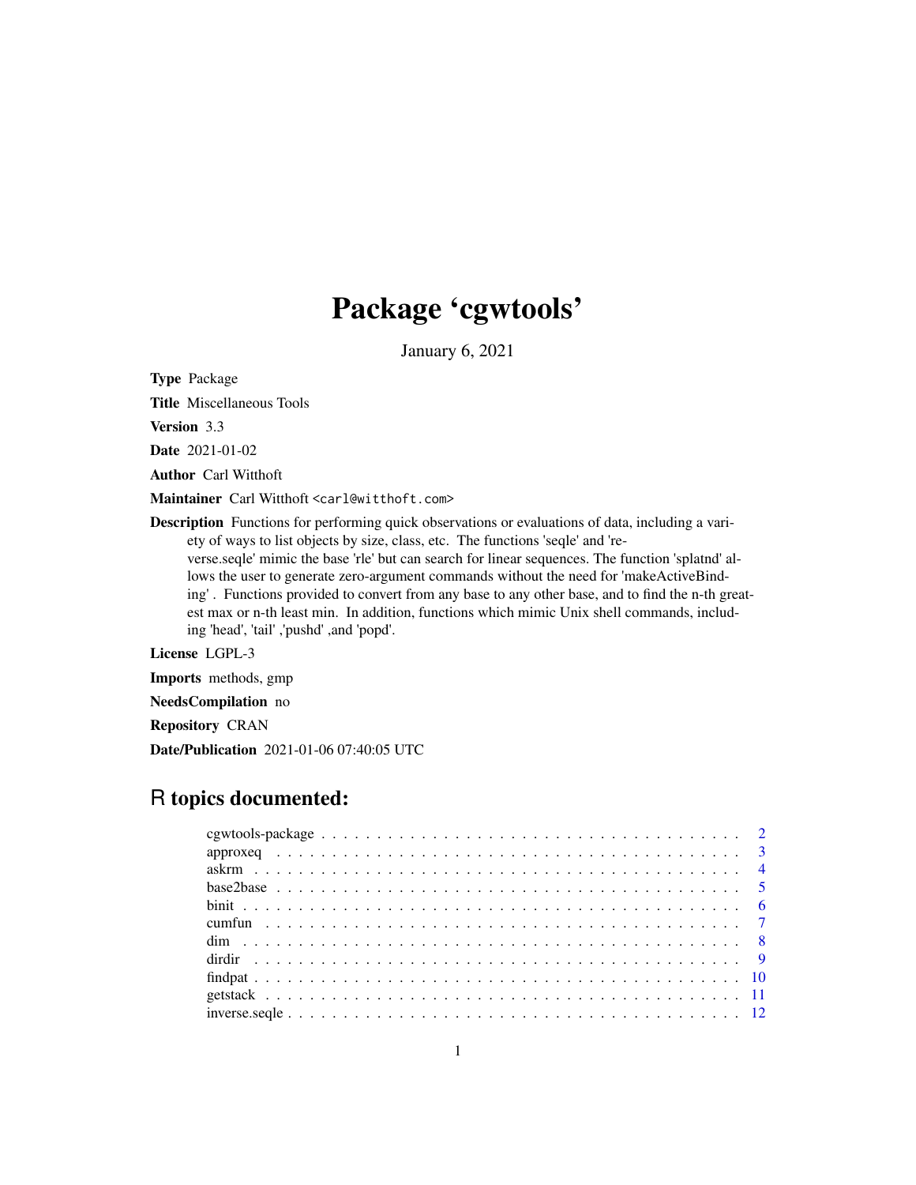# Package 'cgwtools'

January 6, 2021

**Type** Package

**Title** Miscellaneous Tools

**Version** 3.3

**Date** 2021-01-02

**Author** Carl Witthoft

**Maintainer** Carl Witthoft <carl@witthoft.com>

**Description** Functions for performing quick observations or evaluations of data, including a variety of ways to list objects by size, class, etc. The functions 'seqle' and 'reverse.seqle' mimic the base 'rle' but can search for linear sequences. The function 'splatnd' allows the user to generate zero-argument commands without the need for 'makeActiveBinding' . Functions provided to convert from any base to any other base, and to find the n-th greatest max or n-th least min. In addition, functions which mimic Unix shell commands, including 'head', 'tail' ,'pushd' ,and 'popd'.

**License** LGPL-3

**Imports** methods, gmp

**NeedsCompilation** no

**Repository** CRAN

**Date/Publication** 2021-01-06 07:40:05 UTC

## R topics documented:

- cgwtools-package . . . . . . . . . . . . . . . . . . . . . . . . . . . . . . . . . . . . . 2
- approxeq . . . . . . . . . . . . . . . . . . . . . . . . . . . . . . . . . . . . . . . . . . 3
- askrm . . . . . . . . . . . . . . . . . . . . . . . . . . . . . . . . . . . . . . . . . . . . 4
- base2base . . . . . . . . . . . . . . . . . . . . . . . . . . . . . . . . . . . . . . . . . 5
- binit . . . . . . . . . . . . . . . . . . . . . . . . . . . . . . . . . . . . . . . . . . . . 6
- cumfun . . . . . . . . . . . . . . . . . . . . . . . . . . . . . . . . . . . . . . . . . . 7
- dim . . . . . . . . . . . . . . . . . . . . . . . . . . . . . . . . . . . . . . . . . . . . 8
- dirdir . . . . . . . . . . . . . . . . . . . . . . . . . . . . . . . . . . . . . . . . . . . 9
- findpat . . . . . . . . . . . . . . . . . . . . . . . . . . . . . . . . . . . . . . . . . . 10
- getstack . . . . . . . . . . . . . . . . . . . . . . . . . . . . . . . . . . . . . . . . . . 11
- inverse.seqle . . . . . . . . . . . . . . . . . . . . . . . . . . . . . . . . . . . . . . . 12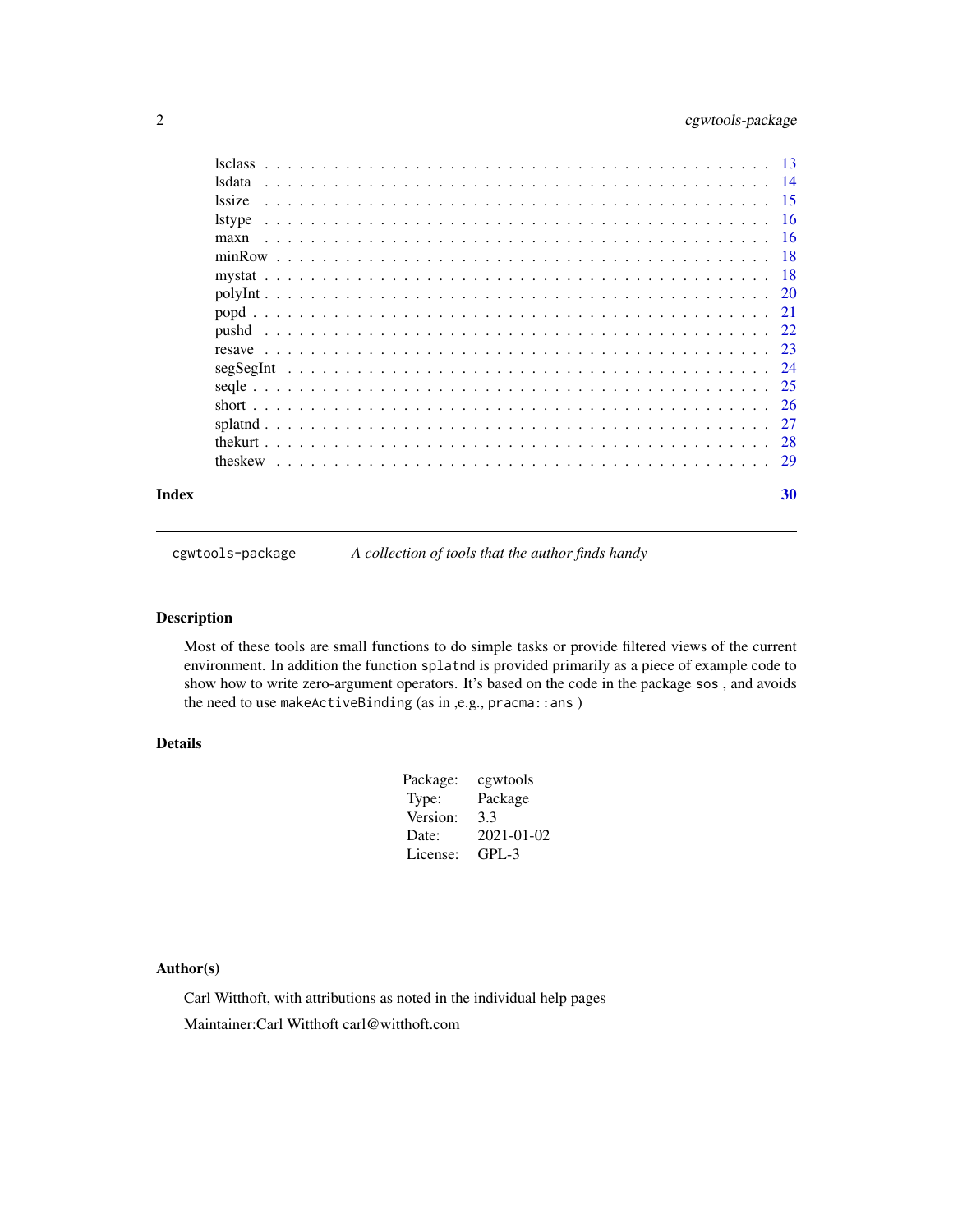| | |
|---|---|
| lsclass | 13 |
| lsdata | 14 |
| lssize | 15 |
| lstype | 16 |
| maxn | 16 |
| minRow | 18 |
| mystat | 18 |
| polyInt | 20 |
| popd | 21 |
| pushd | 22 |
| resave | 23 |
| segSegInt | 24 |
| seqle | 25 |
| short | 26 |
| splatnd | 27 |
| thekurt | 28 |
| theskew | 29 |

**Index** **30**

---

cgwtools-package *A collection of tools that the author finds handy*

---

## Description

Most of these tools are small functions to do simple tasks or provide filtered views of the current environment. In addition the function `splatnd` is provided primarily as a piece of example code to show how to write zero-argument operators. It's based on the code in the package `sos` , and avoids the need to use `makeActiveBinding` (as in ,e.g., `pracma::ans` )

## Details

| | |
|---|---|
| Package: | cgwtools |
| Type: | Package |
| Version: | 3.3 |
| Date: | 2021-01-02 |
| License: | GPL-3 |

## Author(s)

Carl Witthoft, with attributions as noted in the individual help pages

Maintainer:Carl Witthoft carl@witthoft.com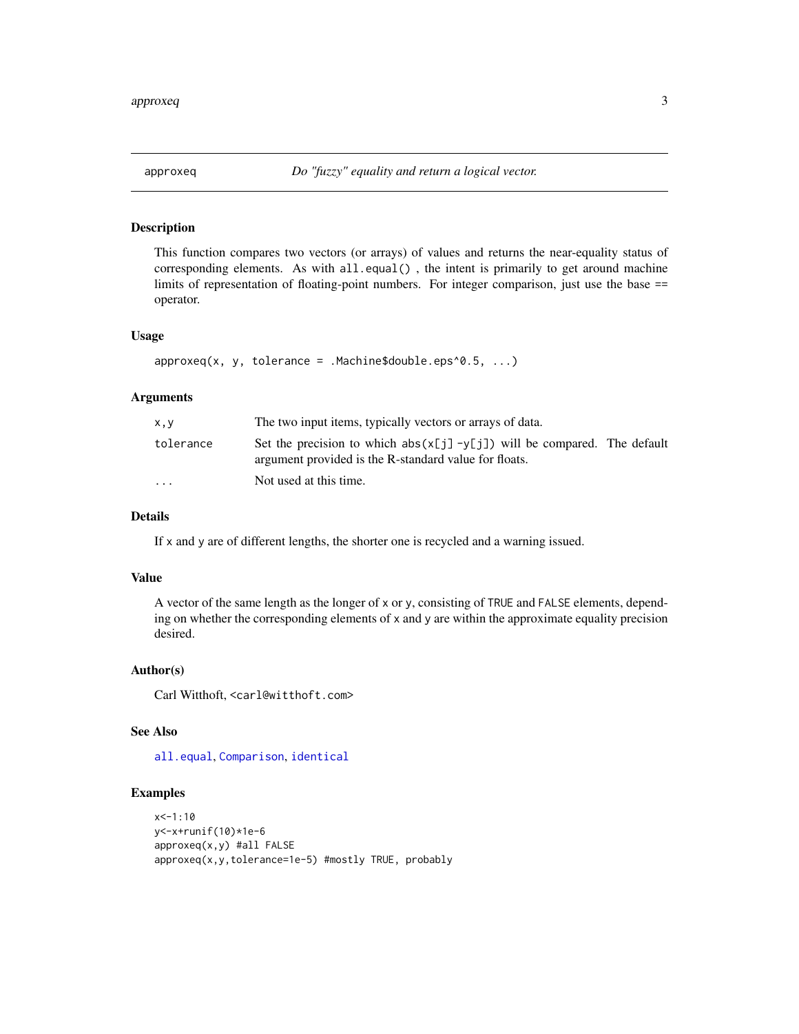## approxeq — *Do "fuzzy" equality and return a logical vector.*

### Description

This function compares two vectors (or arrays) of values and returns the near-equality status of corresponding elements. As with `all.equal()` , the intent is primarily to get around machine limits of representation of floating-point numbers. For integer comparison, just use the base == operator.

### Usage

```
approxeq(x, y, tolerance = .Machine$double.eps^0.5, ...)
```

### Arguments

| | |
|---|---|
| `x,y` | The two input items, typically vectors or arrays of data. |
| `tolerance` | Set the precision to which `abs(x[j] -y[j])` will be compared. The default argument provided is the R-standard value for floats. |
| `...` | Not used at this time. |

### Details

If `x` and `y` are of different lengths, the shorter one is recycled and a warning issued.

### Value

A vector of the same length as the longer of `x` or `y`, consisting of `TRUE` and `FALSE` elements, depending on whether the corresponding elements of `x` and `y` are within the approximate equality precision desired.

### Author(s)

Carl Witthoft, `<carl@witthoft.com>`

### See Also

`all.equal`, `Comparison`, `identical`

### Examples

```
x<-1:10
y<-x+runif(10)*1e-6
approxeq(x,y) #all FALSE
approxeq(x,y,tolerance=1e-5) #mostly TRUE, probably
```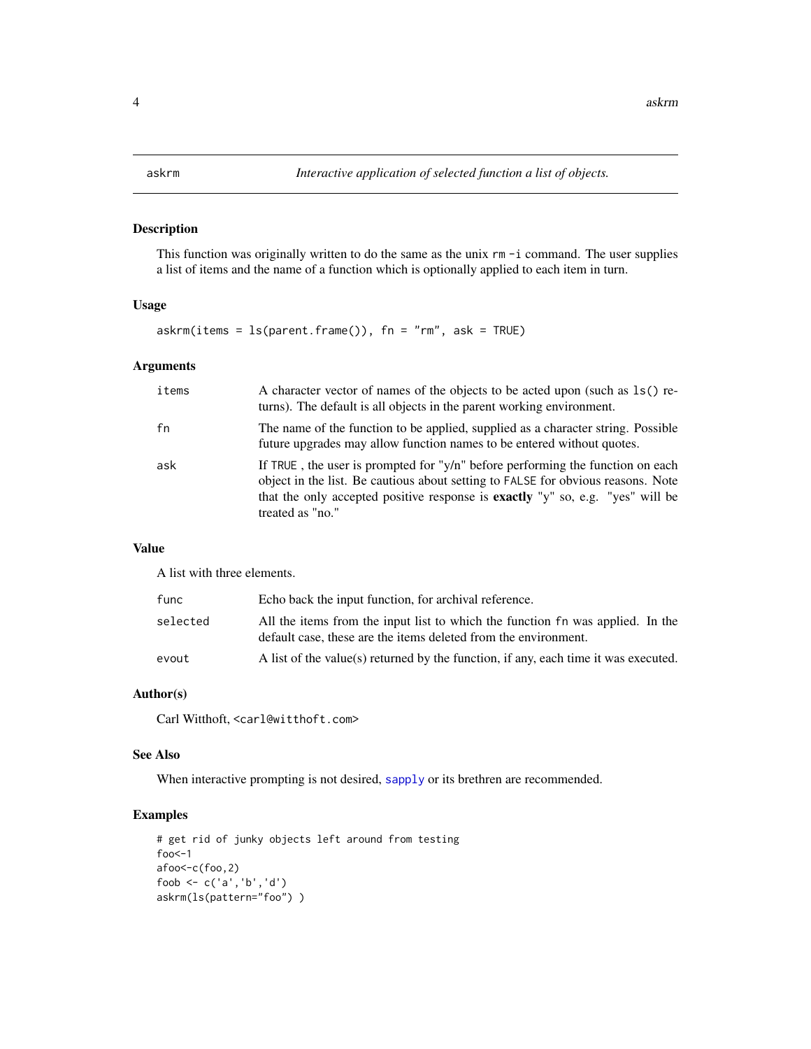askrm *Interactive application of selected function a list of objects.*

### Description

This function was originally written to do the same as the unix `rm -i` command. The user supplies a list of items and the name of a function which is optionally applied to each item in turn.

### Usage

```
askrm(items = ls(parent.frame()), fn = "rm", ask = TRUE)
```

### Arguments

| | |
|---|---|
| `items` | A character vector of names of the objects to be acted upon (such as `ls()` returns). The default is all objects in the parent working environment. |
| `fn` | The name of the function to be applied, supplied as a character string. Possible future upgrades may allow function names to be entered without quotes. |
| `ask` | If `TRUE` , the user is prompted for "y/n" before performing the function on each object in the list. Be cautious about setting to `FALSE` for obvious reasons. Note that the only accepted positive response is **exactly** "y" so, e.g. "yes" will be treated as "no." |

### Value

A list with three elements.

| | |
|---|---|
| `func` | Echo back the input function, for archival reference. |
| `selected` | All the items from the input list to which the function `fn` was applied. In the default case, these are the items deleted from the environment. |
| `evout` | A list of the value(s) returned by the function, if any, each time it was executed. |

### Author(s)

Carl Witthoft, <carl@witthoft.com>

### See Also

When interactive prompting is not desired, `sapply` or its brethren are recommended.

### Examples

```
# get rid of junky objects left around from testing
foo<-1
afoo<-c(foo,2)
foob <- c('a','b','d')
askrm(ls(pattern="foo") )
```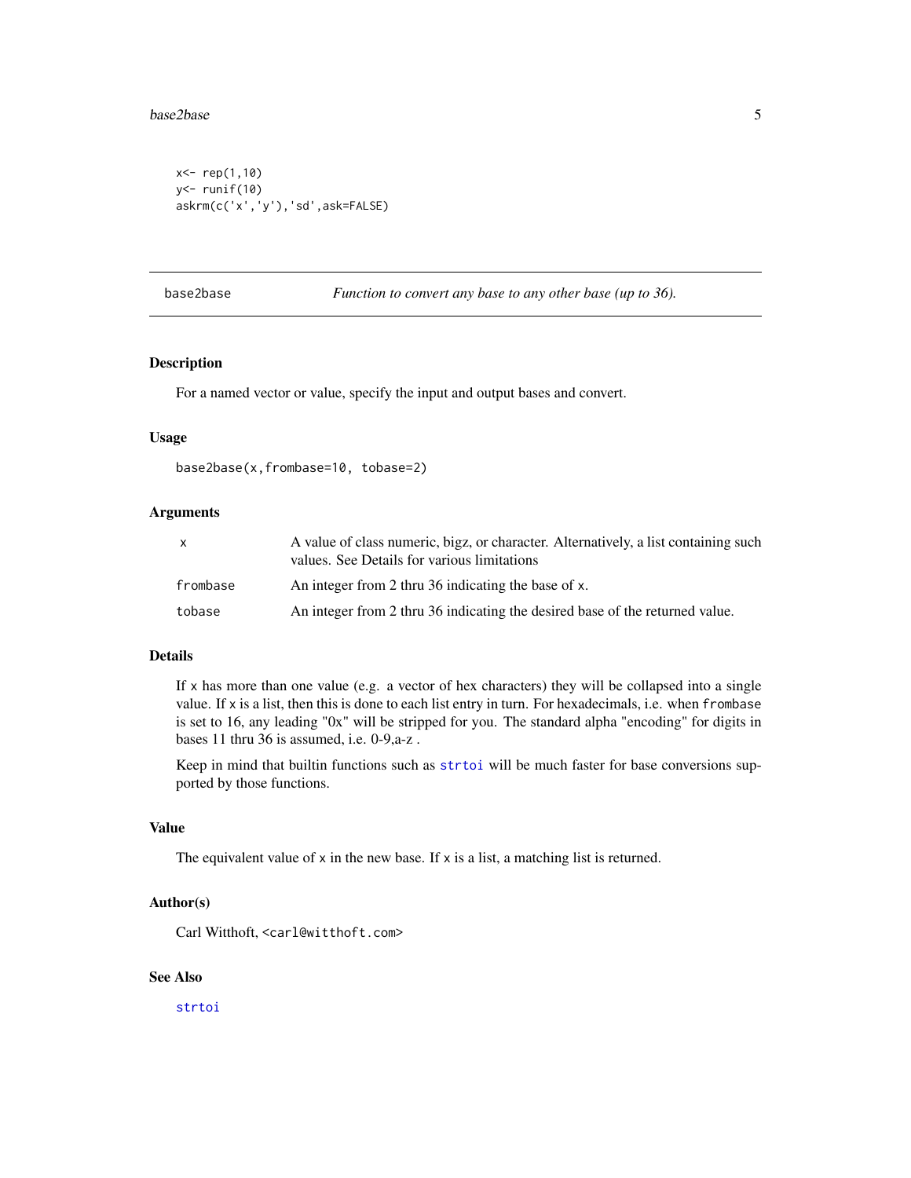```
x<- rep(1,10)
y<- runif(10)
askrm(c('x','y'),'sd',ask=FALSE)
```

## base2base — *Function to convert any base to any other base (up to 36).*

### Description

For a named vector or value, specify the input and output bases and convert.

### Usage

```
base2base(x,frombase=10, tobase=2)
```

### Arguments

| | |
|---|---|
| `x` | A value of class numeric, bigz, or character. Alternatively, a list containing such values. See Details for various limitations |
| `frombase` | An integer from 2 thru 36 indicating the base of `x`. |
| `tobase` | An integer from 2 thru 36 indicating the desired base of the returned value. |

### Details

If `x` has more than one value (e.g. a vector of hex characters) they will be collapsed into a single value. If `x` is a list, then this is done to each list entry in turn. For hexadecimals, i.e. when `frombase` is set to 16, any leading "0x" will be stripped for you. The standard alpha "encoding" for digits in bases 11 thru 36 is assumed, i.e. 0-9,a-z .

Keep in mind that builtin functions such as `strtoi` will be much faster for base conversions supported by those functions.

### Value

The equivalent value of `x` in the new base. If `x` is a list, a matching list is returned.

### Author(s)

Carl Witthoft, `<carl@witthoft.com>`

### See Also

`strtoi`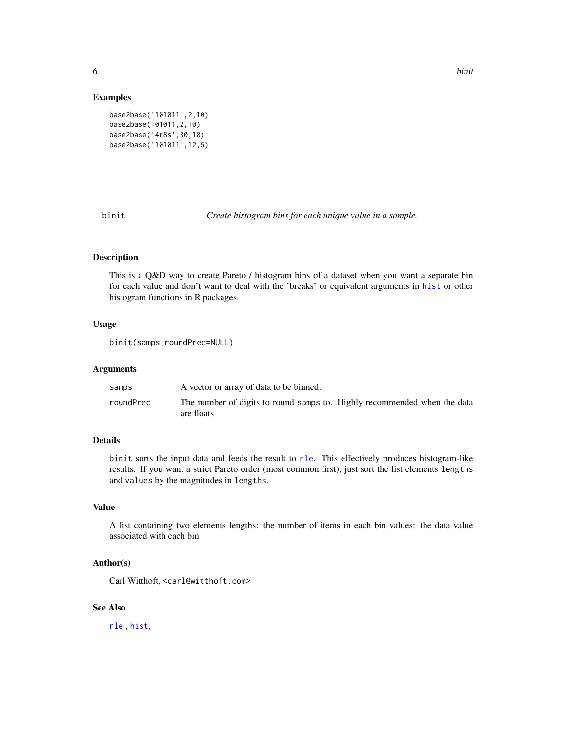## Examples

```
base2base('101011',2,10)
base2base(101011,2,10)
base2base('4r8s',30,10)
base2base('101011',12,5)
```

---

# binit — *Create histogram bins for each unique value in a sample.*

## Description

This is a Q&D way to create Pareto / histogram bins of a dataset when you want a separate bin for each value and don't want to deal with the 'breaks' or equivalent arguments in `hist` or other histogram functions in R packages.

## Usage

```
binit(samps,roundPrec=NULL)
```

## Arguments

| | |
|---|---|
| `samps` | A vector or array of data to be binned. |
| `roundPrec` | The number of digits to round `samps` to. Highly recommended when the data are floats |

## Details

`binit` sorts the input data and feeds the result to `rle`. This effectively produces histogram-like results. If you want a strict Pareto order (most common first), just sort the list elements `lengths` and `values` by the magnitudes in `lengths`.

## Value

A list containing two elements lengths: the number of items in each bin values: the data value associated with each bin

## Author(s)

Carl Witthoft, <carl@witthoft.com>

## See Also

`rle` , `hist`,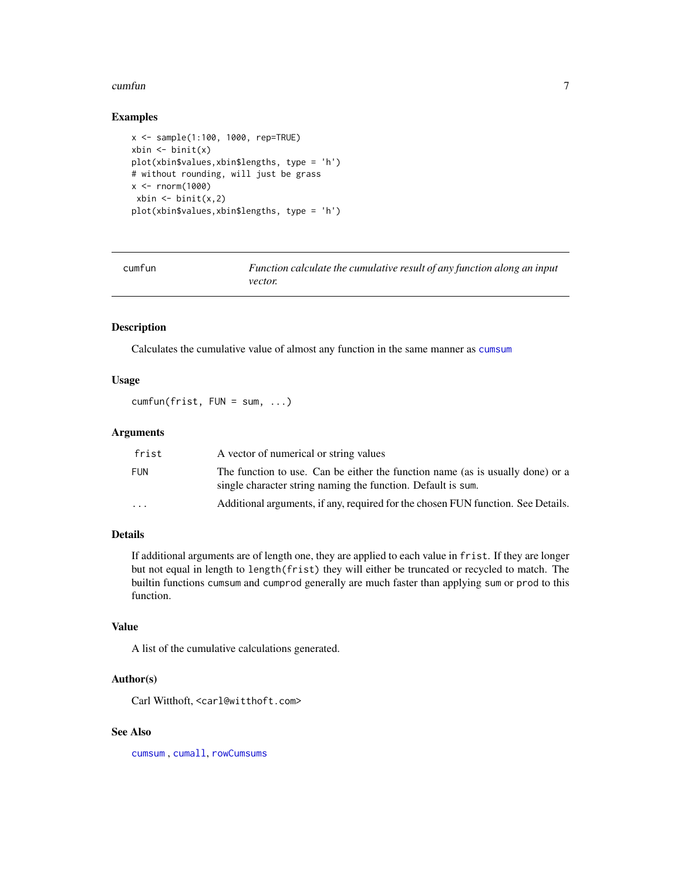### Examples

```
x <- sample(1:100, 1000, rep=TRUE)
xbin <- binit(x)
plot(xbin$values,xbin$lengths, type = 'h')
# without rounding, will just be grass
x <- rnorm(1000)
 xbin <- binit(x,2)
plot(xbin$values,xbin$lengths, type = 'h')
```

---

## cumfun — *Function calculate the cumulative result of any function along an input vector.*

---

### Description

Calculates the cumulative value of almost any function in the same manner as `cumsum`

### Usage

```
cumfun(frist, FUN = sum, ...)
```

### Arguments

| | |
|---|---|
| `frist` | A vector of numerical or string values |
| `FUN` | The function to use. Can be either the function name (as is usually done) or a single character string naming the function. Default is `sum`. |
| `...` | Additional arguments, if any, required for the chosen FUN function. See Details. |

### Details

If additional arguments are of length one, they are applied to each value in `frist`. If they are longer but not equal in length to `length(frist)` they will either be truncated or recycled to match. The builtin functions `cumsum` and `cumprod` generally are much faster than applying `sum` or `prod` to this function.

### Value

A list of the cumulative calculations generated.

### Author(s)

Carl Witthoft, `<carl@witthoft.com>`

### See Also

`cumsum` , `cumall`, `rowCumsums`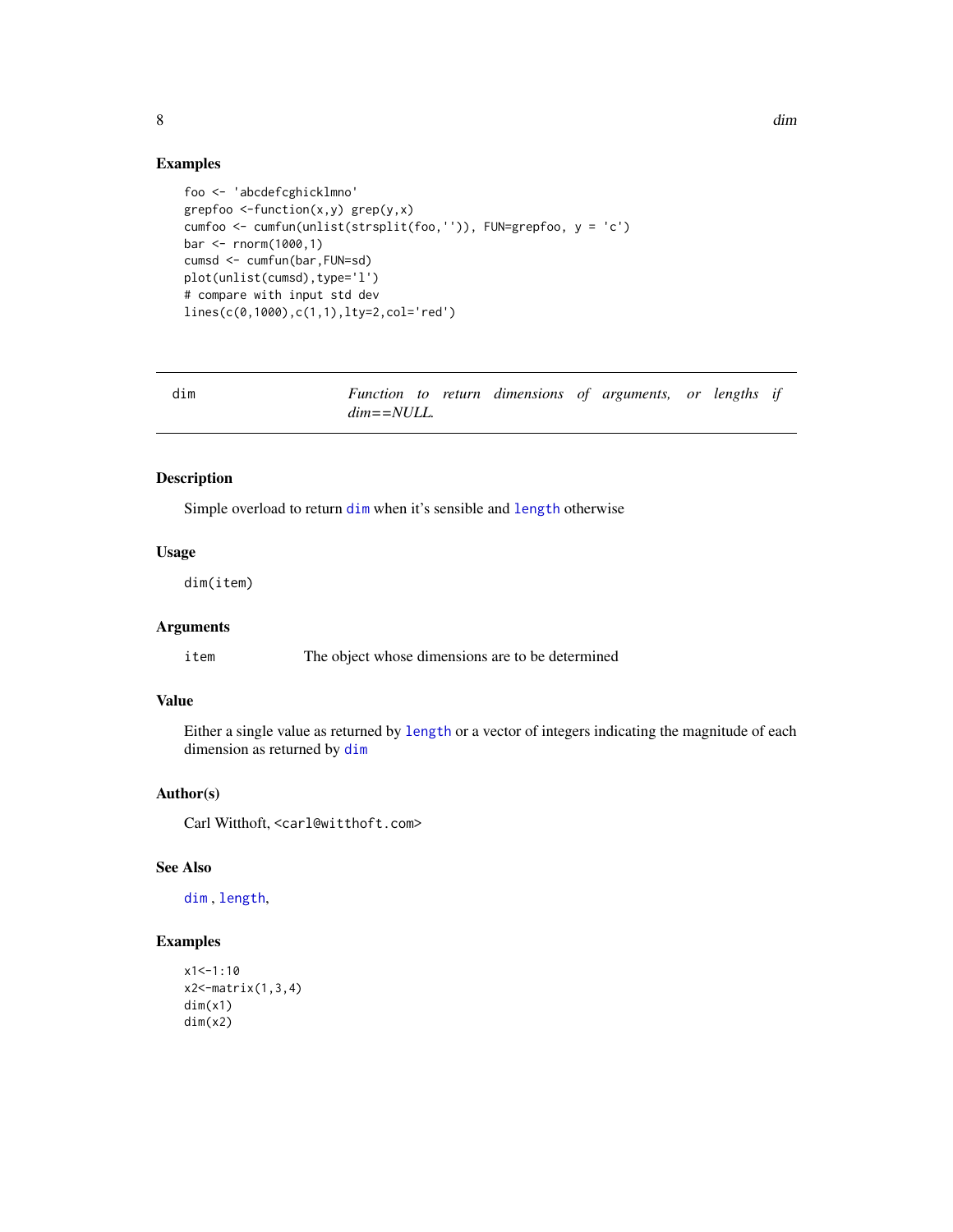### Examples

```
foo <- 'abcdefcghicklmno'
grepfoo <-function(x,y) grep(y,x)
cumfoo <- cumfun(unlist(strsplit(foo,'')), FUN=grepfoo, y = 'c')
bar <- rnorm(1000,1)
cumsd <- cumfun(bar,FUN=sd)
plot(unlist(cumsd),type='l')
# compare with input std dev
lines(c(0,1000),c(1,1),lty=2,col='red')
```

---

## dim — *Function to return dimensions of arguments, or lengths if dim==NULL.*

---

### Description

Simple overload to return `dim` when it's sensible and `length` otherwise

### Usage

```
dim(item)
```

### Arguments

| | |
|---|---|
| `item` | The object whose dimensions are to be determined |

### Value

Either a single value as returned by `length` or a vector of integers indicating the magnitude of each dimension as returned by `dim`

### Author(s)

Carl Witthoft, <carl@witthoft.com>

### See Also

`dim` , `length`,

### Examples

```
x1<-1:10
x2<-matrix(1,3,4)
dim(x1)
dim(x2)
```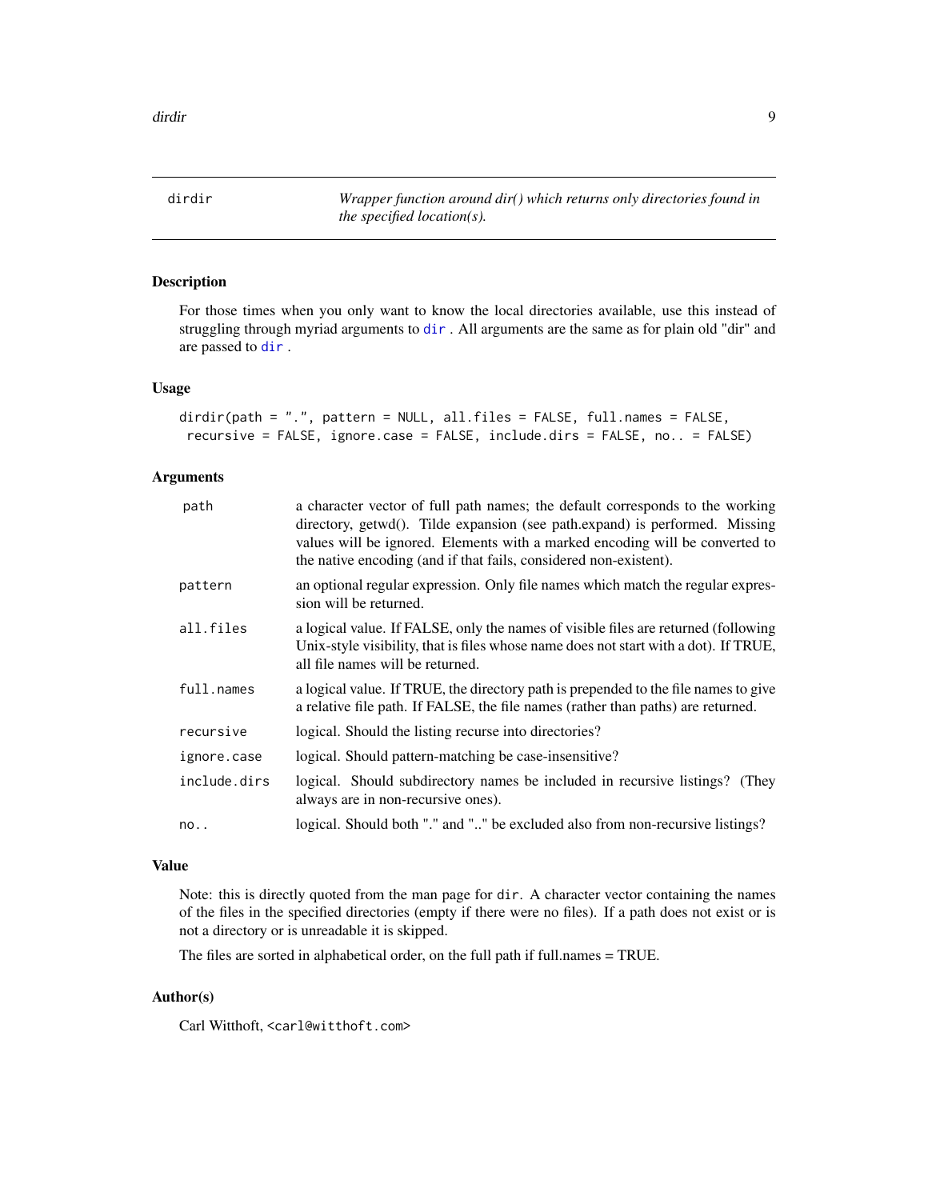## dirdir

*Wrapper function around dir() which returns only directories found in the specified location(s).*

### Description

For those times when you only want to know the local directories available, use this instead of struggling through myriad arguments to dir . All arguments are the same as for plain old "dir" and are passed to dir .

### Usage

```
dirdir(path = ".", pattern = NULL, all.files = FALSE, full.names = FALSE,
 recursive = FALSE, ignore.case = FALSE, include.dirs = FALSE, no.. = FALSE)
```

### Arguments

| | |
|---|---|
| path | a character vector of full path names; the default corresponds to the working directory, getwd(). Tilde expansion (see path.expand) is performed. Missing values will be ignored. Elements with a marked encoding will be converted to the native encoding (and if that fails, considered non-existent). |
| pattern | an optional regular expression. Only file names which match the regular expression will be returned. |
| all.files | a logical value. If FALSE, only the names of visible files are returned (following Unix-style visibility, that is files whose name does not start with a dot). If TRUE, all file names will be returned. |
| full.names | a logical value. If TRUE, the directory path is prepended to the file names to give a relative file path. If FALSE, the file names (rather than paths) are returned. |
| recursive | logical. Should the listing recurse into directories? |
| ignore.case | logical. Should pattern-matching be case-insensitive? |
| include.dirs | logical. Should subdirectory names be included in recursive listings? (They always are in non-recursive ones). |
| no.. | logical. Should both "." and ".." be excluded also from non-recursive listings? |

### Value

Note: this is directly quoted from the man page for dir. A character vector containing the names of the files in the specified directories (empty if there were no files). If a path does not exist or is not a directory or is unreadable it is skipped.

The files are sorted in alphabetical order, on the full path if full.names = TRUE.

### Author(s)

Carl Witthoft, <carl@witthoft.com>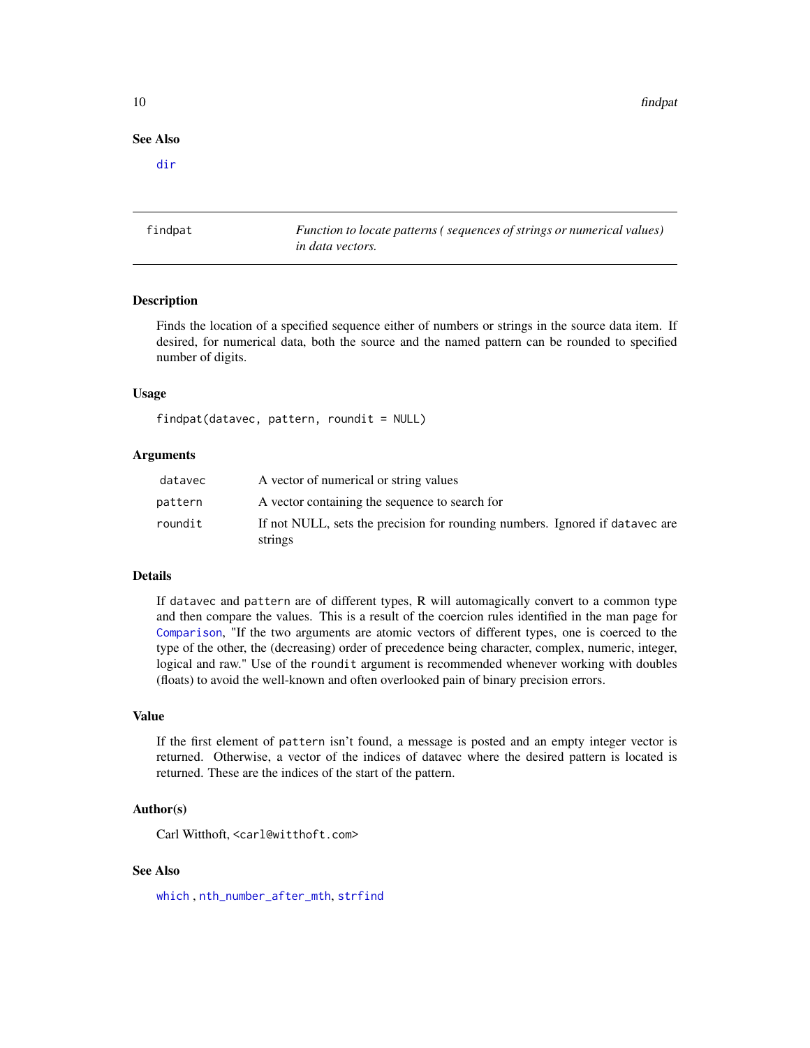## See Also

`dir`

---

## findpat — *Function to locate patterns ( sequences of strings or numerical values) in data vectors.*

### Description

Finds the location of a specified sequence either of numbers or strings in the source data item. If desired, for numerical data, both the source and the named pattern can be rounded to specified number of digits.

### Usage

```
findpat(datavec, pattern, roundit = NULL)
```

### Arguments

| | |
|---|---|
| `datavec` | A vector of numerical or string values |
| `pattern` | A vector containing the sequence to search for |
| `roundit` | If not NULL, sets the precision for rounding numbers. Ignored if `datavec` are strings |

### Details

If `datavec` and `pattern` are of different types, R will automagically convert to a common type and then compare the values. This is a result of the coercion rules identified in the man page for `Comparison`, "If the two arguments are atomic vectors of different types, one is coerced to the type of the other, the (decreasing) order of precedence being character, complex, numeric, integer, logical and raw." Use of the `roundit` argument is recommended whenever working with doubles (floats) to avoid the well-known and often overlooked pain of binary precision errors.

### Value

If the first element of `pattern` isn't found, a message is posted and an empty integer vector is returned. Otherwise, a vector of the indices of datavec where the desired pattern is located is returned. These are the indices of the start of the pattern.

### Author(s)

Carl Witthoft, <carl@witthoft.com>

### See Also

`which` , `nth_number_after_mth`, `strfind`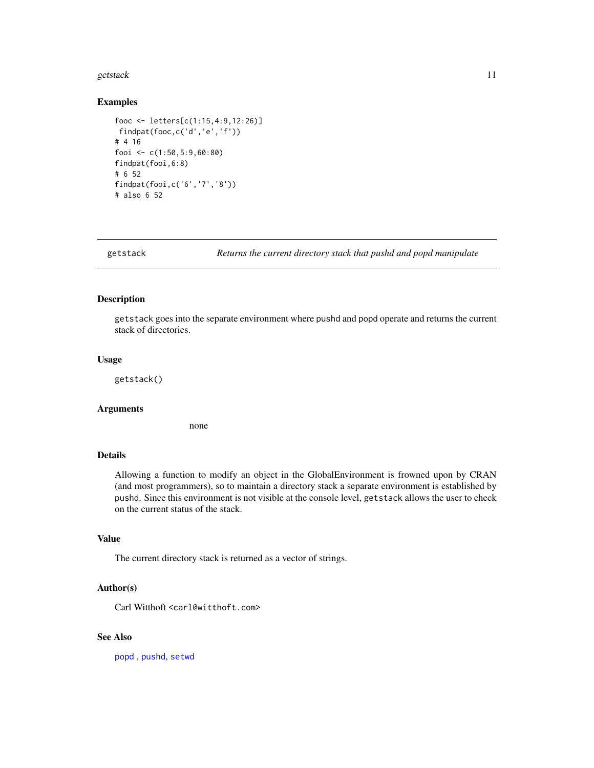## Examples

```
fooc <- letters[c(1:15,4:9,12:26)]
 findpat(fooc,c('d','e','f'))
# 4 16
fooi <- c(1:50,5:9,60:80)
findpat(fooi,6:8)
# 6 52
findpat(fooi,c('6','7','8'))
# also 6 52
```

---

# getstack — *Returns the current directory stack that pushd and popd manipulate*

---

## Description

getstack goes into the separate environment where pushd and popd operate and returns the current stack of directories.

## Usage

```
getstack()
```

## Arguments

none

## Details

Allowing a function to modify an object in the GlobalEnvironment is frowned upon by CRAN (and most programmers), so to maintain a directory stack a separate environment is established by pushd. Since this environment is not visible at the console level, getstack allows the user to check on the current status of the stack.

## Value

The current directory stack is returned as a vector of strings.

## Author(s)

Carl Witthoft <carl@witthoft.com>

## See Also

popd , pushd, setwd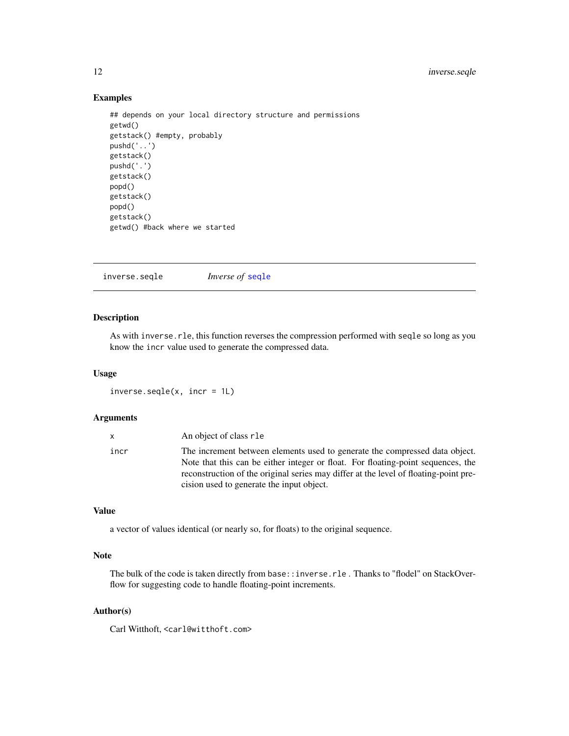## Examples

```
## depends on your local directory structure and permissions
getwd()
getstack() #empty, probably
pushd('..')
getstack()
pushd('.')
getstack()
popd()
getstack()
popd()
getstack()
getwd() #back where we started
```

---

# inverse.seqle *Inverse of* seqle

---

## Description

As with `inverse.rle`, this function reverses the compression performed with `seqle` so long as you know the `incr` value used to generate the compressed data.

## Usage

```
inverse.seqle(x, incr = 1L)
```

## Arguments

| | |
|---|---|
| `x` | An object of class `rle` |
| `incr` | The increment between elements used to generate the compressed data object. Note that this can be either integer or float. For floating-point sequences, the reconstruction of the original series may differ at the level of floating-point precision used to generate the input object. |

## Value

a vector of values identical (or nearly so, for floats) to the original sequence.

## Note

The bulk of the code is taken directly from `base::inverse.rle` . Thanks to "flodel" on StackOverflow for suggesting code to handle floating-point increments.

## Author(s)

Carl Witthoft, `<carl@witthoft.com>`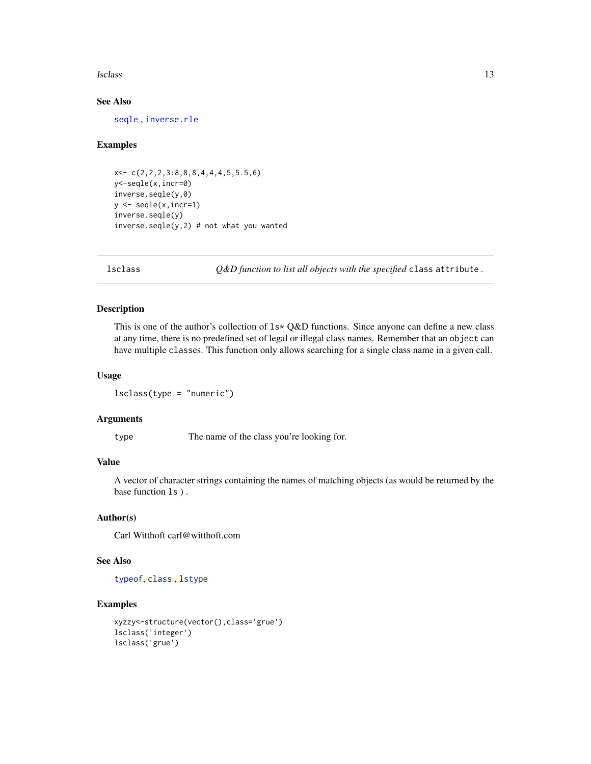### See Also

seqle , inverse.rle

### Examples

```
x<- c(2,2,2,3:8,8,8,4,4,4,5,5.5,6)
y<-seqle(x,incr=0)
inverse.seqle(y,0)
y <- seqle(x,incr=1)
inverse.seqle(y)
inverse.seqle(y,2) # not what you wanted
```

---

## lsclass — *Q&D function to list all objects with the specified* `class` *attribute .*

### Description

This is one of the author's collection of `ls*` Q&D functions. Since anyone can define a new class at any time, there is no predefined set of legal or illegal class names. Remember that an `object` can have multiple `classes`. This function only allows searching for a single class name in a given call.

### Usage

```
lsclass(type = "numeric")
```

### Arguments

| | |
|---|---|
| type | The name of the class you're looking for. |

### Value

A vector of character strings containing the names of matching objects (as would be returned by the base function `ls` ) .

### Author(s)

Carl Witthoft carl@witthoft.com

### See Also

typeof, class , lstype

### Examples

```
xyzzy<-structure(vector(),class='grue')
lsclass('integer')
lsclass('grue')
```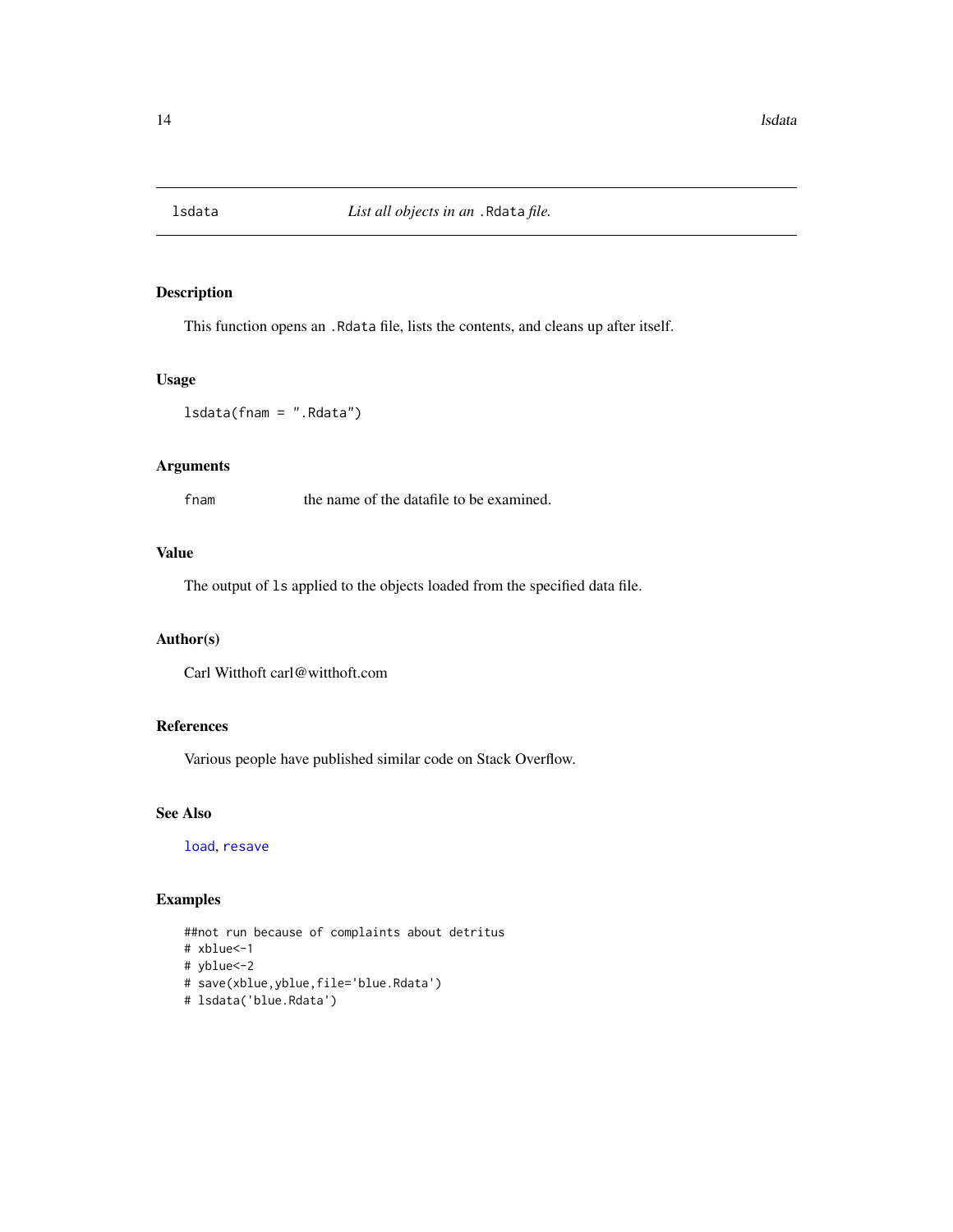# lsdata — *List all objects in an `.Rdata` file.*

## Description

This function opens an `.Rdata` file, lists the contents, and cleans up after itself.

## Usage

```
lsdata(fnam = ".Rdata")
```

## Arguments

| | |
|---|---|
| `fnam` | the name of the datafile to be examined. |

## Value

The output of `ls` applied to the objects loaded from the specified data file.

## Author(s)

Carl Witthoft carl@witthoft.com

## References

Various people have published similar code on Stack Overflow.

## See Also

`load`, `resave`

## Examples

```
##not run because of complaints about detritus
# xblue<-1
# yblue<-2
# save(xblue,yblue,file='blue.Rdata')
# lsdata('blue.Rdata')
```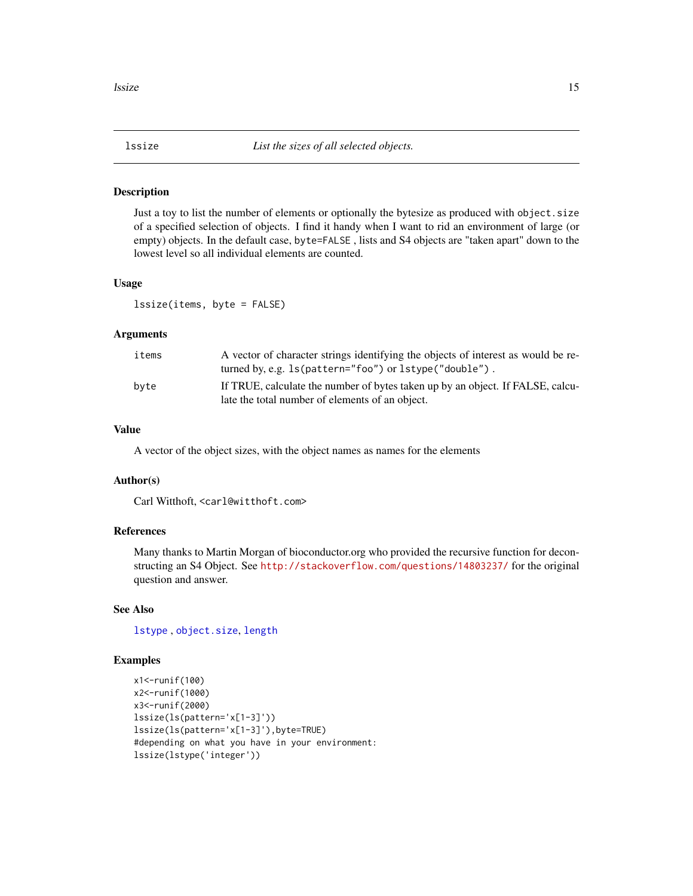# lssize — *List the sizes of all selected objects.*

## Description

Just a toy to list the number of elements or optionally the bytesize as produced with `object.size` of a specified selection of objects. I find it handy when I want to rid an environment of large (or empty) objects. In the default case, `byte=FALSE` , lists and S4 objects are "taken apart" down to the lowest level so all individual elements are counted.

## Usage

```
lssize(items, byte = FALSE)
```

## Arguments

| | |
|---|---|
| `items` | A vector of character strings identifying the objects of interest as would be returned by, e.g. `ls(pattern="foo")` or `lstype("double")` . |
| `byte` | If TRUE, calculate the number of bytes taken up by an object. If FALSE, calculate the total number of elements of an object. |

## Value

A vector of the object sizes, with the object names as names for the elements

## Author(s)

Carl Witthoft, `<carl@witthoft.com>`

## References

Many thanks to Martin Morgan of bioconductor.org who provided the recursive function for deconstructing an S4 Object. See http://stackoverflow.com/questions/14803237/ for the original question and answer.

## See Also

`lstype` , `object.size`, `length`

## Examples

```
x1<-runif(100)
x2<-runif(1000)
x3<-runif(2000)
lssize(ls(pattern='x[1-3]'))
lssize(ls(pattern='x[1-3]'),byte=TRUE)
#depending on what you have in your environment:
lssize(lstype('integer'))
```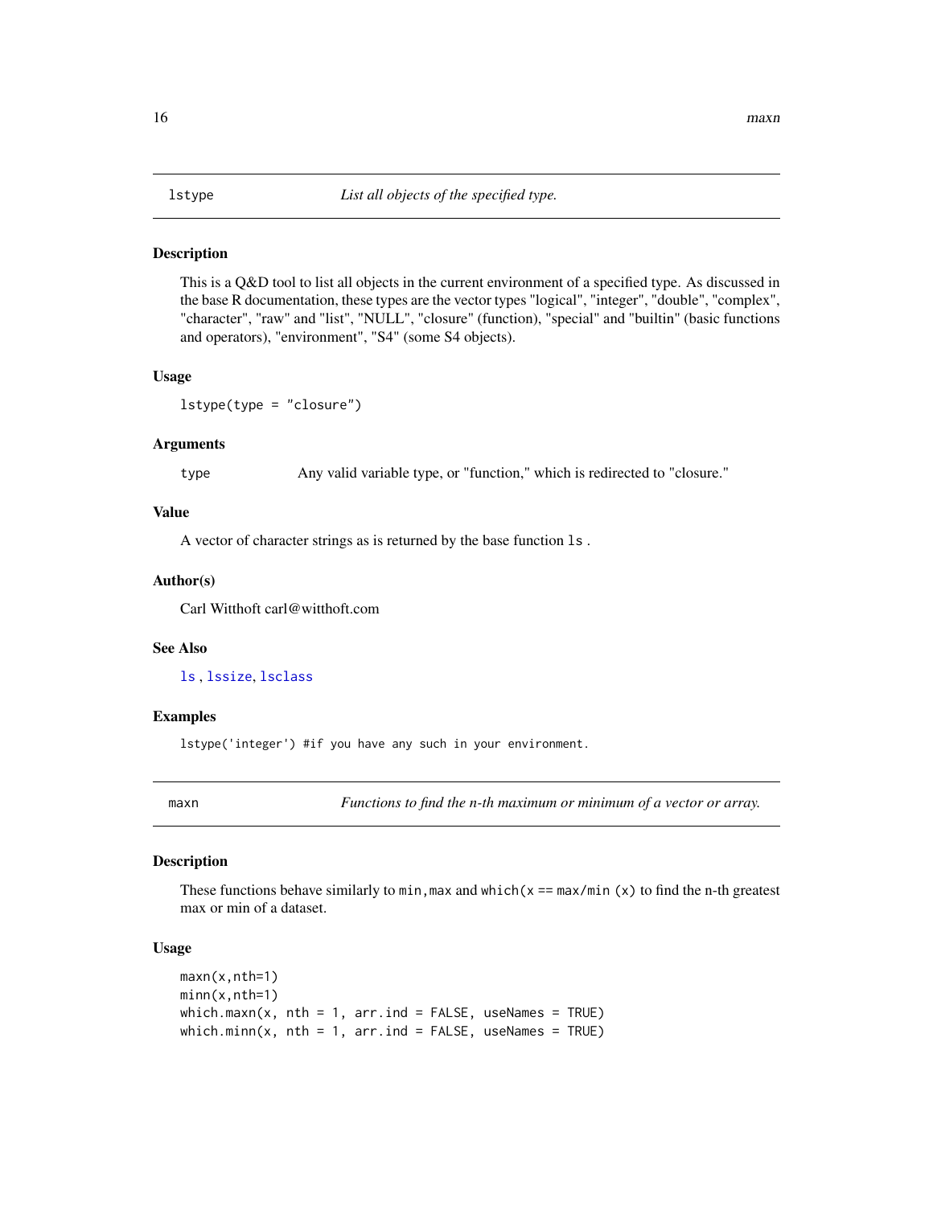## lstype — *List all objects of the specified type.*

### Description

This is a Q&D tool to list all objects in the current environment of a specified type. As discussed in the base R documentation, these types are the vector types "logical", "integer", "double", "complex", "character", "raw" and "list", "NULL", "closure" (function), "special" and "builtin" (basic functions and operators), "environment", "S4" (some S4 objects).

### Usage

```
lstype(type = "closure")
```

### Arguments

| | |
|---|---|
| type | Any valid variable type, or "function," which is redirected to "closure." |

### Value

A vector of character strings as is returned by the base function `ls` .

### Author(s)

Carl Witthoft carl@witthoft.com

### See Also

`ls` , `lssize`, `lsclass`

### Examples

```
lstype('integer') #if you have any such in your environment.
```

## maxn — *Functions to find the n-th maximum or minimum of a vector or array.*

### Description

These functions behave similarly to `min,max` and `which(x == max/min (x)` to find the n-th greatest max or min of a dataset.

### Usage

```
maxn(x,nth=1)
minn(x,nth=1)
which.maxn(x, nth = 1, arr.ind = FALSE, useNames = TRUE)
which.minn(x, nth = 1, arr.ind = FALSE, useNames = TRUE)
```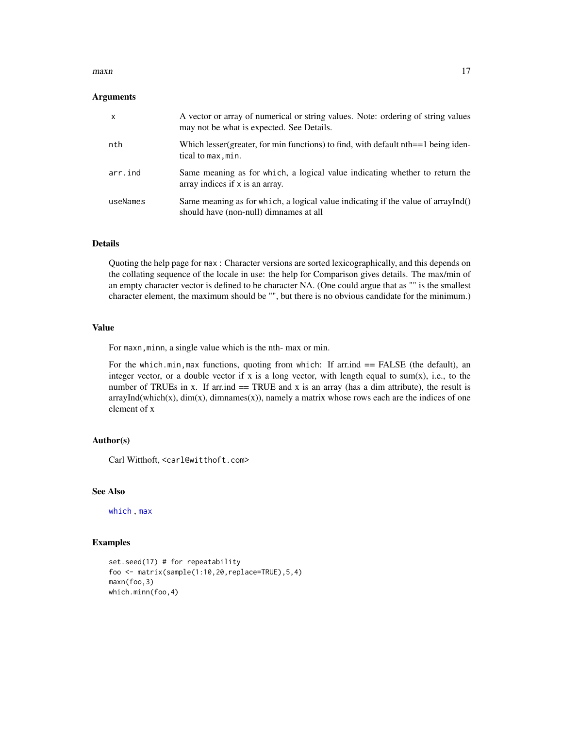### Arguments

| | |
|---|---|
| `x` | A vector or array of numerical or string values. Note: ordering of string values may not be what is expected. See Details. |
| `nth` | Which lesser(greater, for min functions) to find, with default nth==1 being identical to `max,min`. |
| `arr.ind` | Same meaning as for `which`, a logical value indicating whether to return the array indices if `x` is an array. |
| `useNames` | Same meaning as for `which`, a logical value indicating if the value of arrayInd() should have (non-null) dimnames at all |

### Details

Quoting the help page for `max` : Character versions are sorted lexicographically, and this depends on the collating sequence of the locale in use: the help for Comparison gives details. The max/min of an empty character vector is defined to be character NA. (One could argue that as "" is the smallest character element, the maximum should be "", but there is no obvious candidate for the minimum.)

### Value

For `maxn,minn`, a single value which is the nth- max or min.

For the `which.min,max` functions, quoting from `which`: If arr.ind == FALSE (the default), an integer vector, or a double vector if x is a long vector, with length equal to sum(x), i.e., to the number of TRUEs in x. If arr.ind == TRUE and x is an array (has a dim attribute), the result is arrayInd(which(x), dim(x), dimnames(x)), namely a matrix whose rows each are the indices of one element of x

### Author(s)

Carl Witthoft, `<carl@witthoft.com>`

### See Also

`which` , `max`

### Examples

```
set.seed(17) # for repeatability
foo <- matrix(sample(1:10,20,replace=TRUE),5,4)
maxn(foo,3)
which.minn(foo,4)
```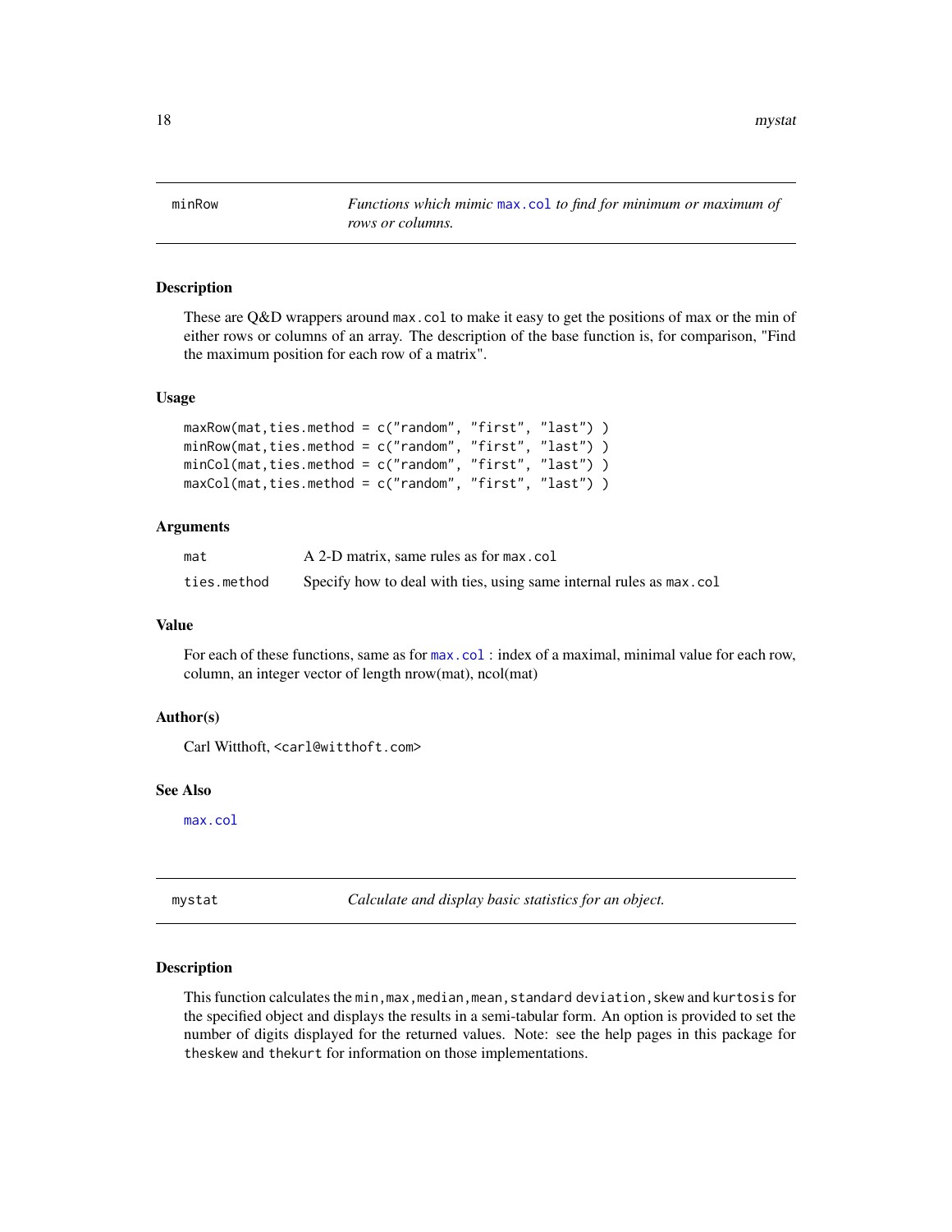## minRow

*Functions which mimic max.col to find for minimum or maximum of rows or columns.*

### Description

These are Q&D wrappers around `max.col` to make it easy to get the positions of max or the min of either rows or columns of an array. The description of the base function is, for comparison, "Find the maximum position for each row of a matrix".

### Usage

```
maxRow(mat,ties.method = c("random", "first", "last") )
minRow(mat,ties.method = c("random", "first", "last") )
minCol(mat,ties.method = c("random", "first", "last") )
maxCol(mat,ties.method = c("random", "first", "last") )
```

### Arguments

| | |
|---|---|
| `mat` | A 2-D matrix, same rules as for `max.col` |
| `ties.method` | Specify how to deal with ties, using same internal rules as `max.col` |

### Value

For each of these functions, same as for `max.col` : index of a maximal, minimal value for each row, column, an integer vector of length nrow(mat), ncol(mat)

### Author(s)

Carl Witthoft, <carl@witthoft.com>

### See Also

`max.col`

## mystat

*Calculate and display basic statistics for an object.*

### Description

This function calculates the `min`, `max`, `median`, `mean`, `standard deviation`, `skew` and `kurtosis` for the specified object and displays the results in a semi-tabular form. An option is provided to set the number of digits displayed for the returned values. Note: see the help pages in this package for `theskew` and `thekurt` for information on those implementations.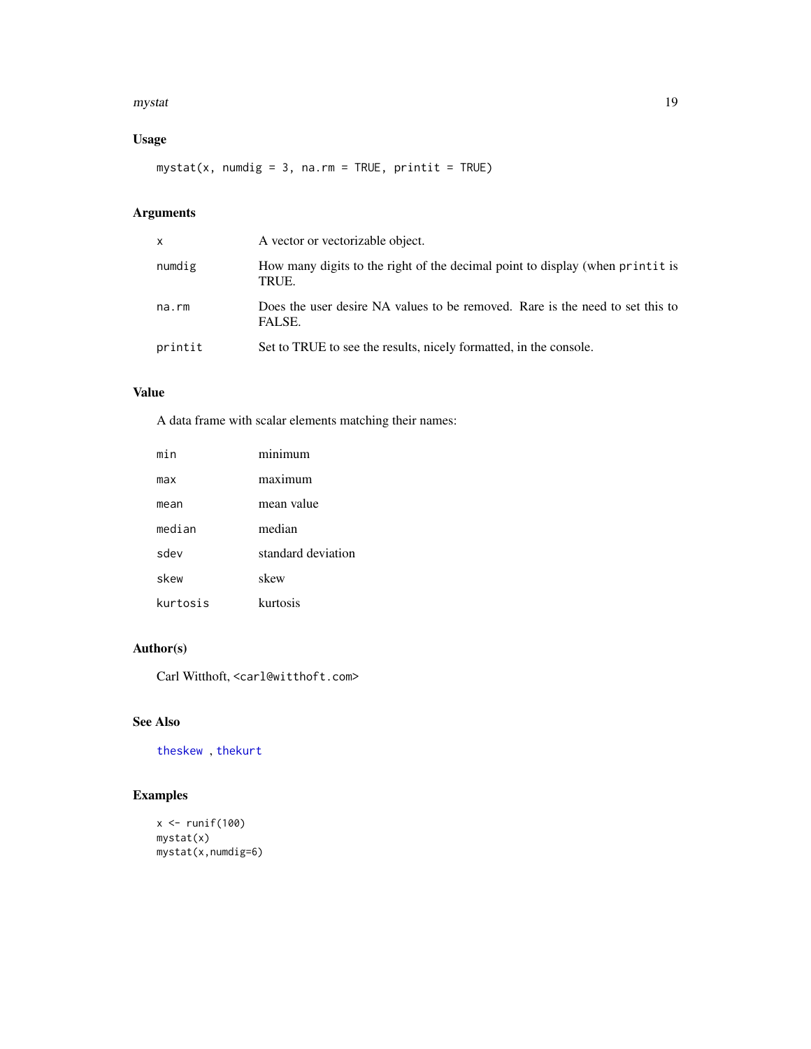## Usage

```
mystat(x, numdig = 3, na.rm = TRUE, printit = TRUE)
```

## Arguments

| | |
|---|---|
| x | A vector or vectorizable object. |
| numdig | How many digits to the right of the decimal point to display (when printit is TRUE. |
| na.rm | Does the user desire NA values to be removed. Rare is the need to set this to FALSE. |
| printit | Set to TRUE to see the results, nicely formatted, in the console. |

## Value

A data frame with scalar elements matching their names:

| | |
|---|---|
| min | minimum |
| max | maximum |
| mean | mean value |
| median | median |
| sdev | standard deviation |
| skew | skew |
| kurtosis | kurtosis |

## Author(s)

Carl Witthoft, <carl@witthoft.com>

## See Also

theskew , thekurt

## Examples

```
x <- runif(100)
mystat(x)
mystat(x,numdig=6)
```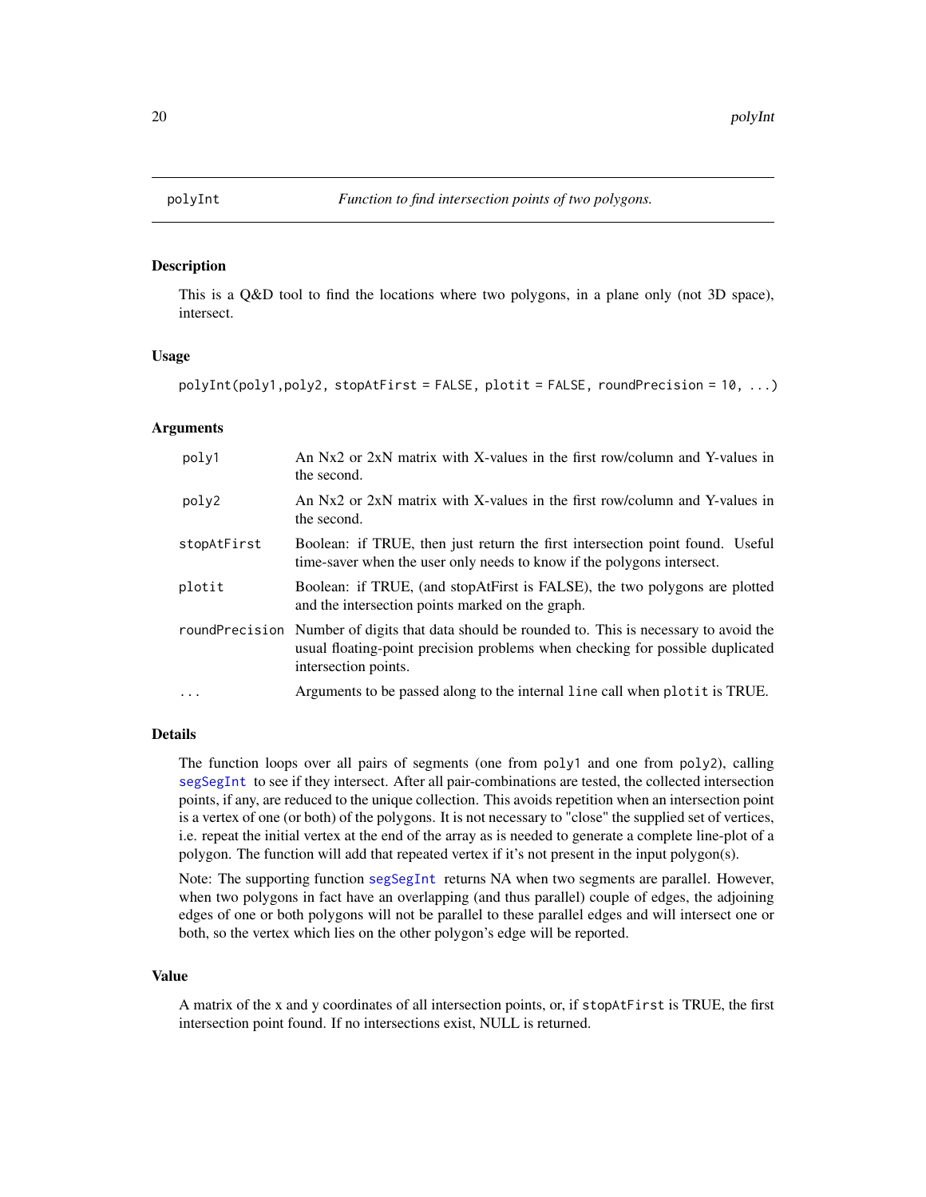polyInt *Function to find intersection points of two polygons.*

## Description

This is a Q&D tool to find the locations where two polygons, in a plane only (not 3D space), intersect.

## Usage

```
polyInt(poly1,poly2, stopAtFirst = FALSE, plotit = FALSE, roundPrecision = 10, ...)
```

## Arguments

| | |
|---|---|
| `poly1` | An Nx2 or 2xN matrix with X-values in the first row/column and Y-values in the second. |
| `poly2` | An Nx2 or 2xN matrix with X-values in the first row/column and Y-values in the second. |
| `stopAtFirst` | Boolean: if TRUE, then just return the first intersection point found. Useful time-saver when the user only needs to know if the polygons intersect. |
| `plotit` | Boolean: if TRUE, (and stopAtFirst is FALSE), the two polygons are plotted and the intersection points marked on the graph. |
| `roundPrecision` | Number of digits that data should be rounded to. This is necessary to avoid the usual floating-point precision problems when checking for possible duplicated intersection points. |
| `...` | Arguments to be passed along to the internal `line` call when `plotit` is TRUE. |

## Details

The function loops over all pairs of segments (one from `poly1` and one from `poly2`), calling `segSegInt` to see if they intersect. After all pair-combinations are tested, the collected intersection points, if any, are reduced to the unique collection. This avoids repetition when an intersection point is a vertex of one (or both) of the polygons. It is not necessary to "close" the supplied set of vertices, i.e. repeat the initial vertex at the end of the array as is needed to generate a complete line-plot of a polygon. The function will add that repeated vertex if it's not present in the input polygon(s).

Note: The supporting function `segSegInt` returns NA when two segments are parallel. However, when two polygons in fact have an overlapping (and thus parallel) couple of edges, the adjoining edges of one or both polygons will not be parallel to these parallel edges and will intersect one or both, so the vertex which lies on the other polygon's edge will be reported.

## Value

A matrix of the x and y coordinates of all intersection points, or, if `stopAtFirst` is TRUE, the first intersection point found. If no intersections exist, NULL is returned.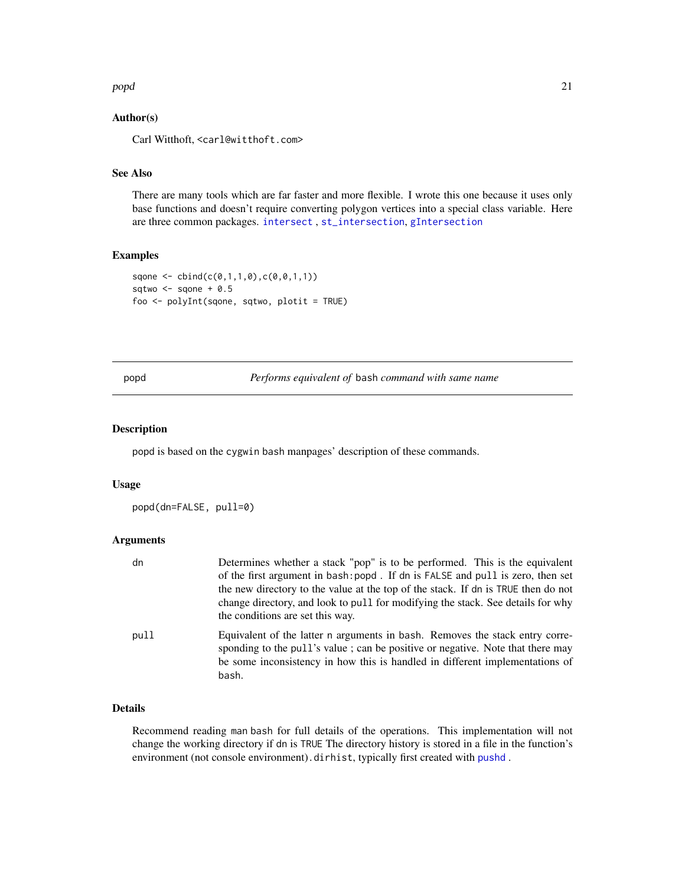### Author(s)

Carl Witthoft, <carl@witthoft.com>

### See Also

There are many tools which are far faster and more flexible. I wrote this one because it uses only base functions and doesn't require converting polygon vertices into a special class variable. Here are three common packages. `intersect` , `st_intersection`, `gIntersection`

### Examples

```
sqone <- cbind(c(0,1,1,0),c(0,0,1,1))
sqtwo <- sqone + 0.5
foo <- polyInt(sqone, sqtwo, plotit = TRUE)
```

---

## popd — *Performs equivalent of* `bash` *command with same name*

---

### Description

popd is based on the `cygwin` `bash` manpages' description of these commands.

### Usage

```
popd(dn=FALSE, pull=0)
```

### Arguments

| | |
|---|---|
| `dn` | Determines whether a stack "pop" is to be performed. This is the equivalent of the first argument in `bash:popd` . If `dn` is `FALSE` and `pull` is zero, then set the new directory to the value at the top of the stack. If `dn` is `TRUE` then do not change directory, and look to `pull` for modifying the stack. See details for why the conditions are set this way. |
| `pull` | Equivalent of the latter `n` arguments in `bash`. Removes the stack entry corresponding to the `pull`'s value ; can be positive or negative. Note that there may be some inconsistency in how this is handled in different implementations of `bash`. |

### Details

Recommend reading `man bash` for full details of the operations. This implementation will not change the working directory if `dn` is `TRUE` The directory history is stored in a file in the function's environment (not console environment)`.dirhist`, typically first created with `pushd` .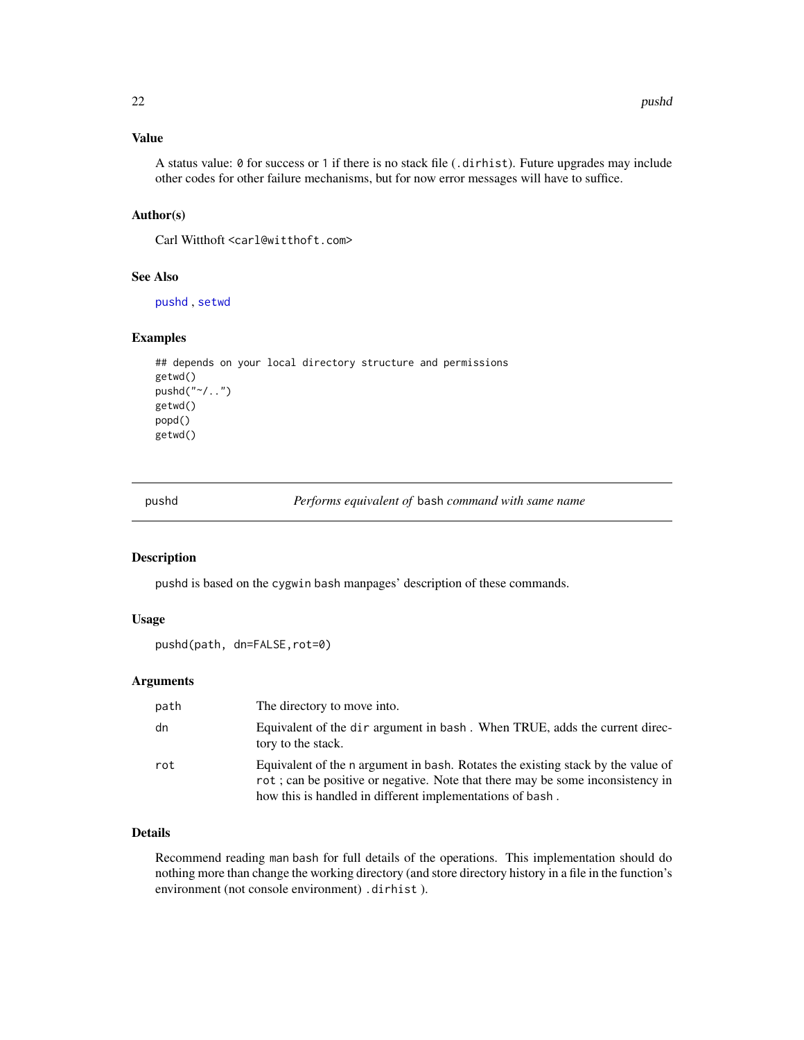### Value

A status value: `0` for success or `1` if there is no stack file (`.dirhist`). Future upgrades may include other codes for other failure mechanisms, but for now error messages will have to suffice.

### Author(s)

Carl Witthoft <carl@witthoft.com>

### See Also

`pushd` , `setwd`

### Examples

```
## depends on your local directory structure and permissions
getwd()
pushd("~/..")
getwd()
popd()
getwd()
```

---

## pushd — *Performs equivalent of* `bash` *command with same name*

---

### Description

`pushd` is based on the `cygwin` `bash` manpages' description of these commands.

### Usage

```
pushd(path, dn=FALSE,rot=0)
```

### Arguments

| | |
|---|---|
| `path` | The directory to move into. |
| `dn` | Equivalent of the `dir` argument in `bash` . When TRUE, adds the current directory to the stack. |
| `rot` | Equivalent of the `n` argument in `bash`. Rotates the existing stack by the value of `rot` ; can be positive or negative. Note that there may be some inconsistency in how this is handled in different implementations of `bash` . |

### Details

Recommend reading `man bash` for full details of the operations. This implementation should do nothing more than change the working directory (and store directory history in a file in the function's environment (not console environment) `.dirhist` ).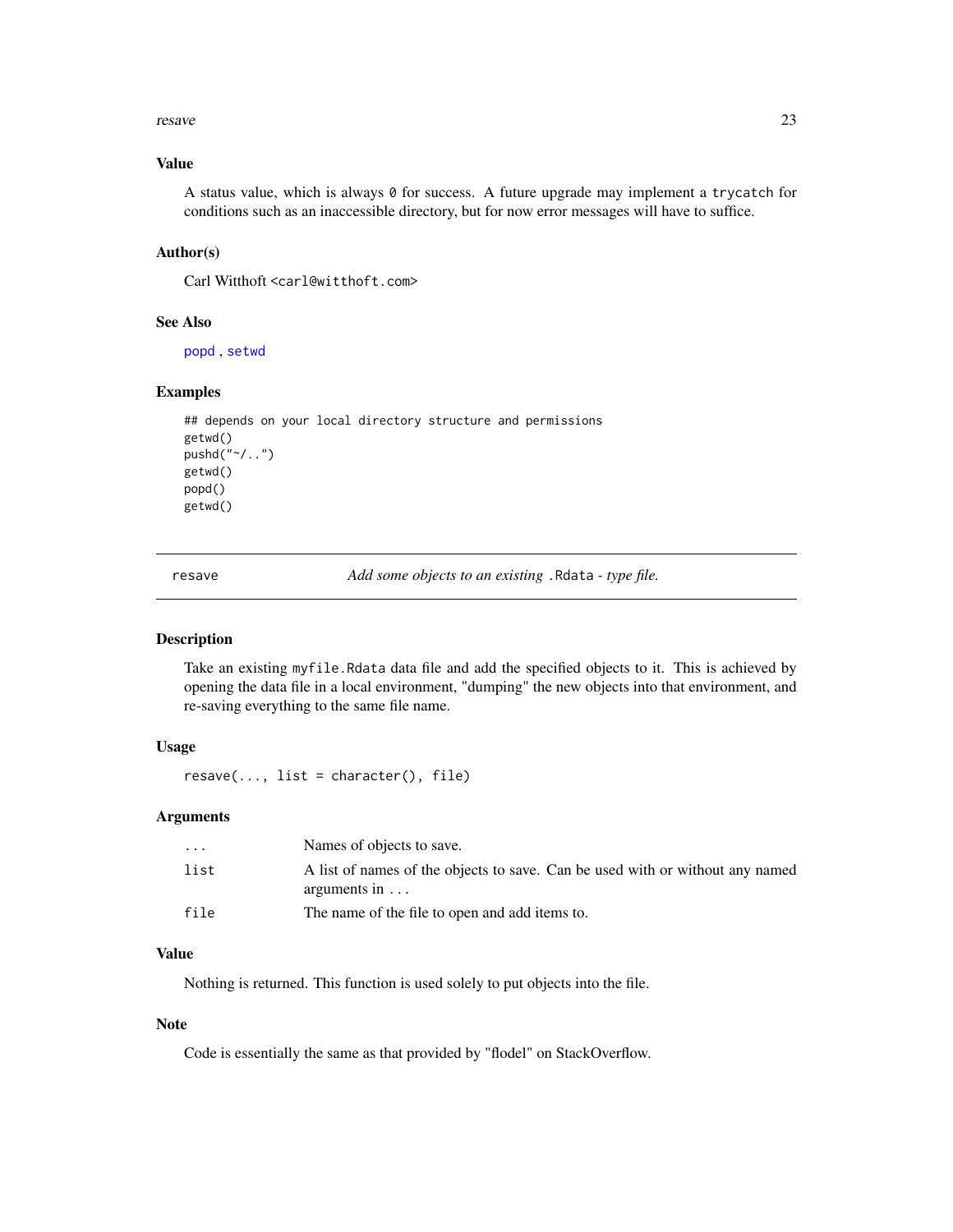### Value

A status value, which is always `0` for success. A future upgrade may implement a `trycatch` for conditions such as an inaccessible directory, but for now error messages will have to suffice.

### Author(s)

Carl Witthoft <carl@witthoft.com>

### See Also

popd , setwd

### Examples

```
## depends on your local directory structure and permissions
getwd()
pushd("~/..")
getwd()
popd()
getwd()
```

---

## resave — *Add some objects to an existing* `.Rdata` *- type file.*

---

### Description

Take an existing `myfile.Rdata` data file and add the specified objects to it. This is achieved by opening the data file in a local environment, "dumping" the new objects into that environment, and re-saving everything to the same file name.

### Usage

```
resave(..., list = character(), file)
```

### Arguments

| | |
|---|---|
| `...` | Names of objects to save. |
| `list` | A list of names of the objects to save. Can be used with or without any named arguments in ... |
| `file` | The name of the file to open and add items to. |

### Value

Nothing is returned. This function is used solely to put objects into the file.

### Note

Code is essentially the same as that provided by "flodel" on StackOverflow.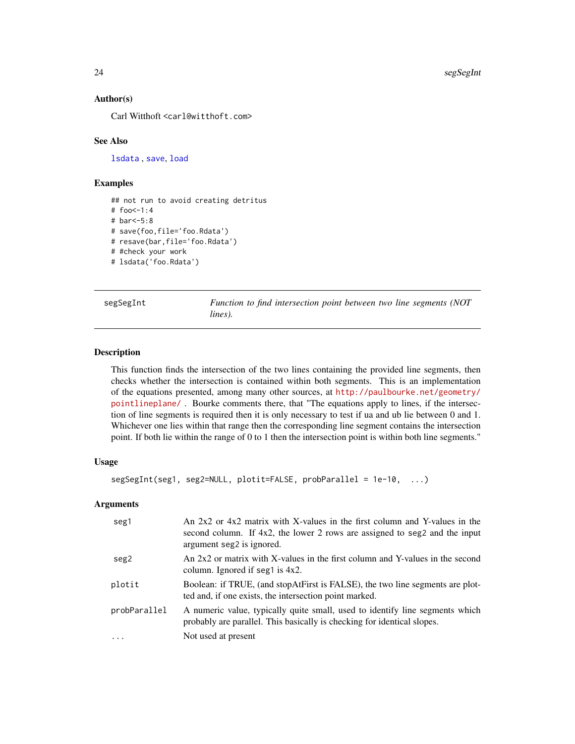### Author(s)

Carl Witthoft <carl@witthoft.com>

### See Also

lsdata , save, load

### Examples

```
## not run to avoid creating detritus
# foo<-1:4
# bar<-5:8
# save(foo,file='foo.Rdata')
# resave(bar,file='foo.Rdata')
# #check your work
# lsdata('foo.Rdata')
```

---

## segSegInt — *Function to find intersection point between two line segments (NOT lines).*

---

### Description

This function finds the intersection of the two lines containing the provided line segments, then checks whether the intersection is contained within both segments. This is an implementation of the equations presented, among many other sources, at http://paulbourke.net/geometry/pointlineplane/ . Bourke comments there, that "The equations apply to lines, if the intersection of line segments is required then it is only necessary to test if ua and ub lie between 0 and 1. Whichever one lies within that range then the corresponding line segment contains the intersection point. If both lie within the range of 0 to 1 then the intersection point is within both line segments."

### Usage

```
segSegInt(seg1, seg2=NULL, plotit=FALSE, probParallel = 1e-10,  ...)
```

### Arguments

| | |
|---|---|
| seg1 | An 2x2 or 4x2 matrix with X-values in the first column and Y-values in the second column. If 4x2, the lower 2 rows are assigned to seg2 and the input argument seg2 is ignored. |
| seg2 | An 2x2 or matrix with X-values in the first column and Y-values in the second column. Ignored if seg1 is 4x2. |
| plotit | Boolean: if TRUE, (and stopAtFirst is FALSE), the two line segments are plotted and, if one exists, the intersection point marked. |
| probParallel | A numeric value, typically quite small, used to identify line segments which probably are parallel. This basically is checking for identical slopes. |
| ... | Not used at present |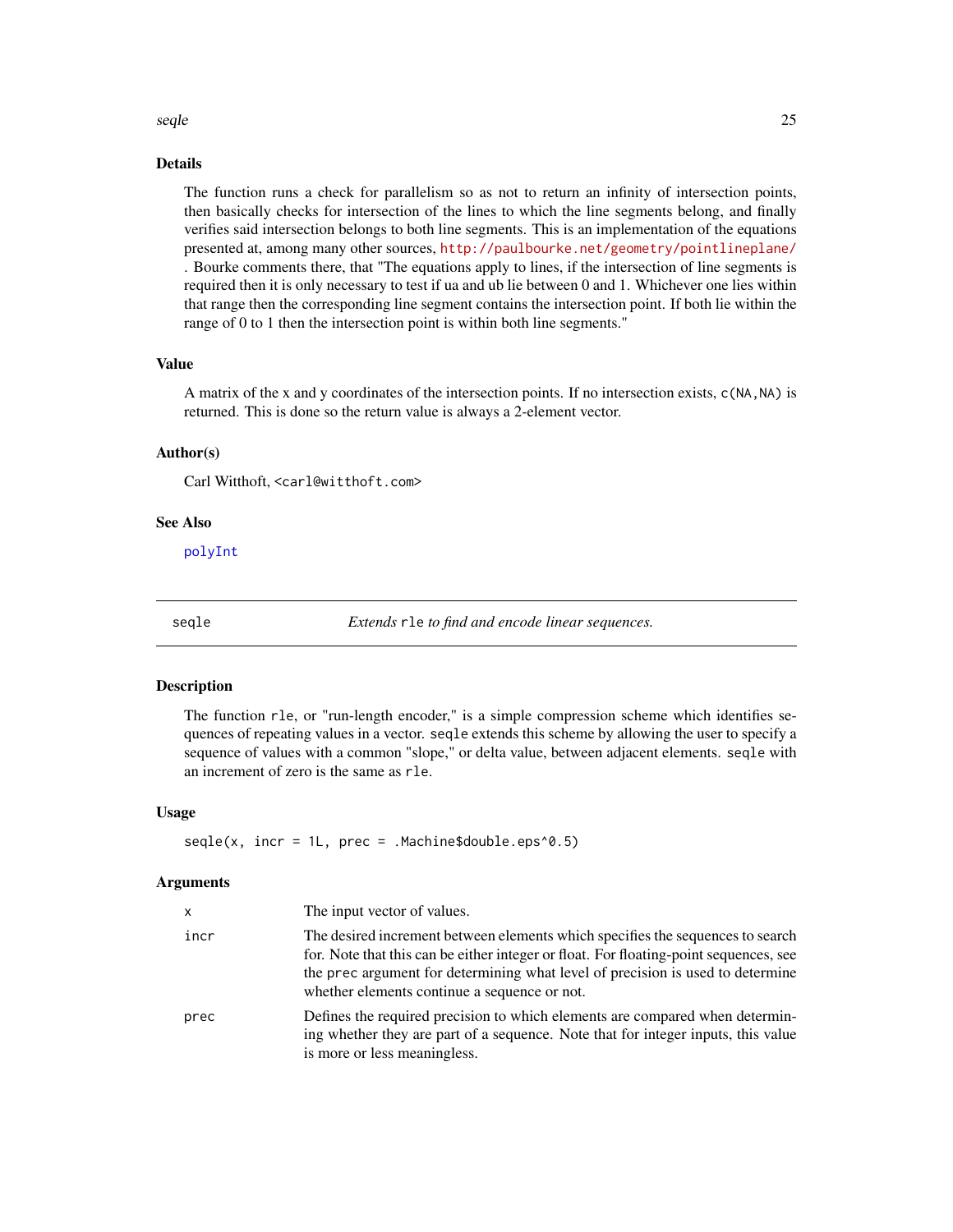### Details

The function runs a check for parallelism so as not to return an infinity of intersection points, then basically checks for intersection of the lines to which the line segments belong, and finally verifies said intersection belongs to both line segments. This is an implementation of the equations presented at, among many other sources, http://paulbourke.net/geometry/pointlineplane/ . Bourke comments there, that "The equations apply to lines, if the intersection of line segments is required then it is only necessary to test if ua and ub lie between 0 and 1. Whichever one lies within that range then the corresponding line segment contains the intersection point. If both lie within the range of 0 to 1 then the intersection point is within both line segments."

### Value

A matrix of the x and y coordinates of the intersection points. If no intersection exists, `c(NA,NA)` is returned. This is done so the return value is always a 2-element vector.

### Author(s)

Carl Witthoft, <carl@witthoft.com>

### See Also

`polyInt`

---

## seqle — *Extends `rle` to find and encode linear sequences.*

### Description

The function `rle`, or "run-length encoder," is a simple compression scheme which identifies sequences of repeating values in a vector. `seqle` extends this scheme by allowing the user to specify a sequence of values with a common "slope," or delta value, between adjacent elements. `seqle` with an increment of zero is the same as `rle`.

### Usage

```
seqle(x, incr = 1L, prec = .Machine$double.eps^0.5)
```

### Arguments

| | |
|---|---|
| `x` | The input vector of values. |
| `incr` | The desired increment between elements which specifies the sequences to search for. Note that this can be either integer or float. For floating-point sequences, see the `prec` argument for determining what level of precision is used to determine whether elements continue a sequence or not. |
| `prec` | Defines the required precision to which elements are compared when determining whether they are part of a sequence. Note that for integer inputs, this value is more or less meaningless. |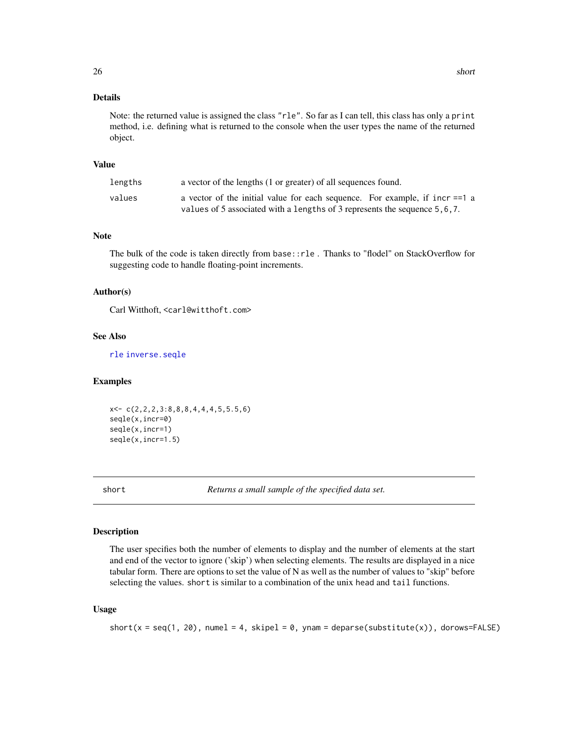### Details

Note: the returned value is assigned the class "rle". So far as I can tell, this class has only a `print` method, i.e. defining what is returned to the console when the user types the name of the returned object.

### Value

| | |
|---|---|
| `lengths` | a vector of the lengths (1 or greater) of all sequences found. |
| `values` | a vector of the initial value for each sequence. For example, if `incr ==1` a `values` of 5 associated with a `lengths` of 3 represents the sequence `5,6,7`. |

### Note

The bulk of the code is taken directly from `base::rle` . Thanks to "flodel" on StackOverflow for suggesting code to handle floating-point increments.

### Author(s)

Carl Witthoft, <carl@witthoft.com>

### See Also

`rle` `inverse.seqle`

### Examples

```
x<- c(2,2,2,3:8,8,8,4,4,4,5,5.5,6)
seqle(x,incr=0)
seqle(x,incr=1)
seqle(x,incr=1.5)
```

---

## short — *Returns a small sample of the specified data set.*

---

### Description

The user specifies both the number of elements to display and the number of elements at the start and end of the vector to ignore ('skip') when selecting elements. The results are displayed in a nice tabular form. There are options to set the value of N as well as the number of values to "skip" before selecting the values. `short` is similar to a combination of the unix `head` and `tail` functions.

### Usage

```
short(x = seq(1, 20), numel = 4, skipel = 0, ynam = deparse(substitute(x)), dorows=FALSE)
```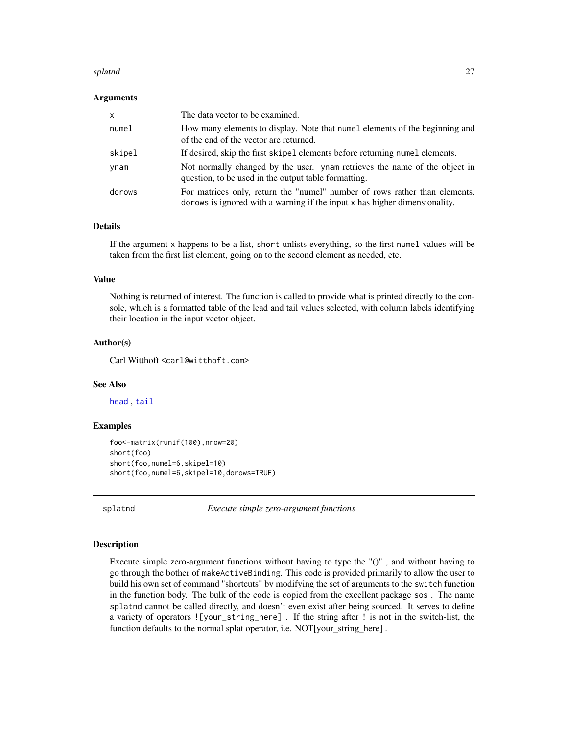### Arguments

| | |
|---|---|
| `x` | The data vector to be examined. |
| `numel` | How many elements to display. Note that `numel` elements of the beginning and of the end of the vector are returned. |
| `skipel` | If desired, skip the first `skipel` elements before returning `numel` elements. |
| `ynam` | Not normally changed by the user. `ynam` retrieves the name of the object in question, to be used in the output table formatting. |
| `dorows` | For matrices only, return the "numel" number of rows rather than elements. `dorows` is ignored with a warning if the input `x` has higher dimensionality. |

### Details

If the argument `x` happens to be a list, `short` unlists everything, so the first `numel` values will be taken from the first list element, going on to the second element as needed, etc.

### Value

Nothing is returned of interest. The function is called to provide what is printed directly to the console, which is a formatted table of the lead and tail values selected, with column labels identifying their location in the input vector object.

### Author(s)

Carl Witthoft <carl@witthoft.com>

### See Also

`head`, `tail`

### Examples

```
foo<-matrix(runif(100),nrow=20)
short(foo)
short(foo,numel=6,skipel=10)
short(foo,numel=6,skipel=10,dorows=TRUE)
```

---

## splatnd — *Execute simple zero-argument functions*

---

### Description

Execute simple zero-argument functions without having to type the "()" , and without having to go through the bother of `makeActiveBinding`. This code is provided primarily to allow the user to build his own set of command "shortcuts" by modifying the set of arguments to the `switch` function in the function body. The bulk of the code is copied from the excellent package `sos` . The name `splatnd` cannot be called directly, and doesn't even exist after being sourced. It serves to define a variety of operators `![your_string_here]` . If the string after `!` is not in the switch-list, the function defaults to the normal splat operator, i.e. NOT[your_string_here] .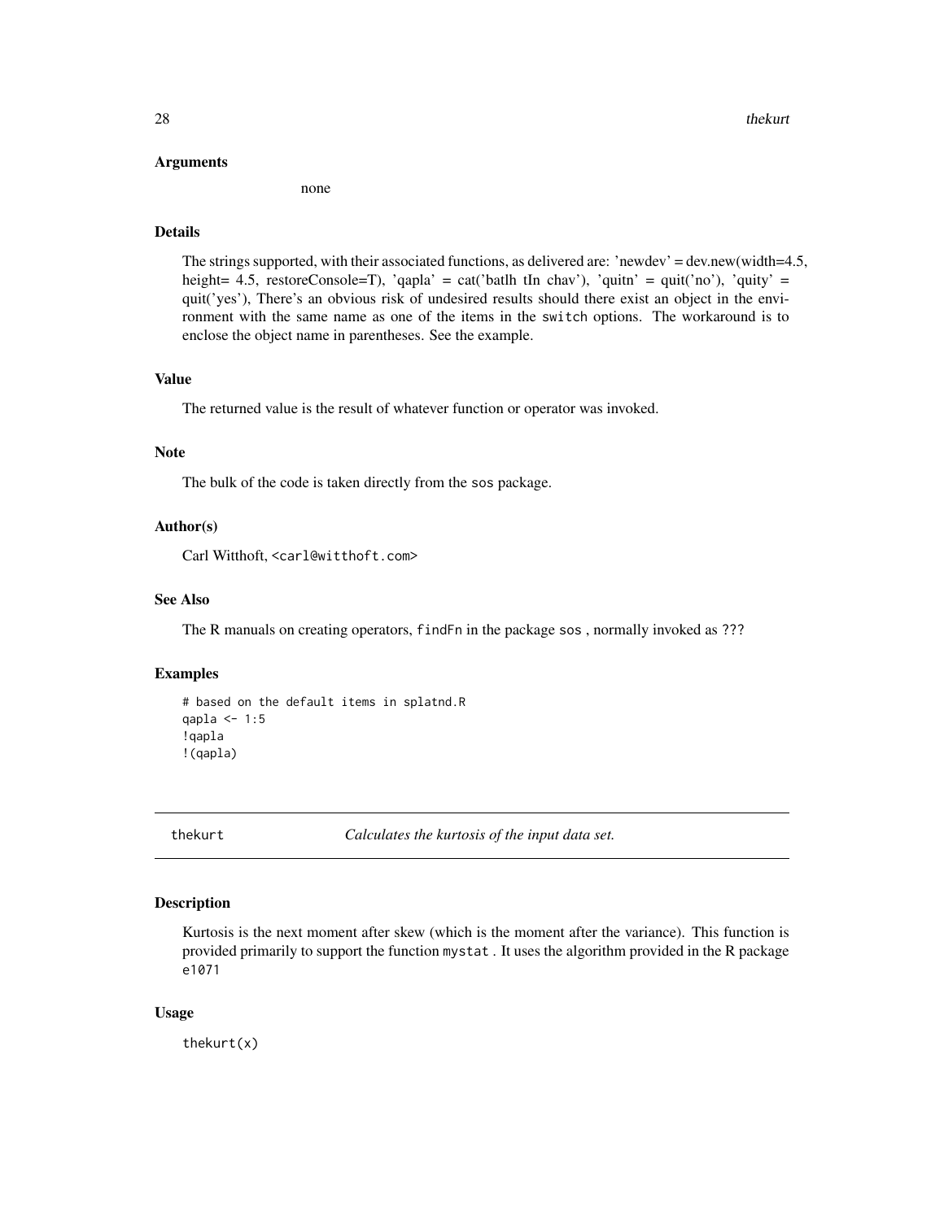## Arguments

none

## Details

The strings supported, with their associated functions, as delivered are: 'newdev' = dev.new(width=4.5, height= 4.5, restoreConsole=T), 'qapla' = cat('batlh tIn chav'), 'quitn' = quit('no'), 'quity' = quit('yes'), There's an obvious risk of undesired results should there exist an object in the environment with the same name as one of the items in the `switch` options. The workaround is to enclose the object name in parentheses. See the example.

## Value

The returned value is the result of whatever function or operator was invoked.

## Note

The bulk of the code is taken directly from the `sos` package.

## Author(s)

Carl Witthoft, <carl@witthoft.com>

## See Also

The R manuals on creating operators, `findFn` in the package `sos` , normally invoked as ???

## Examples

```
# based on the default items in splatnd.R
qapla <- 1:5
!qapla
!(qapla)
```

---

# thekurt — *Calculates the kurtosis of the input data set.*

## Description

Kurtosis is the next moment after skew (which is the moment after the variance). This function is provided primarily to support the function `mystat` . It uses the algorithm provided in the R package `e1071`

## Usage

```
thekurt(x)
```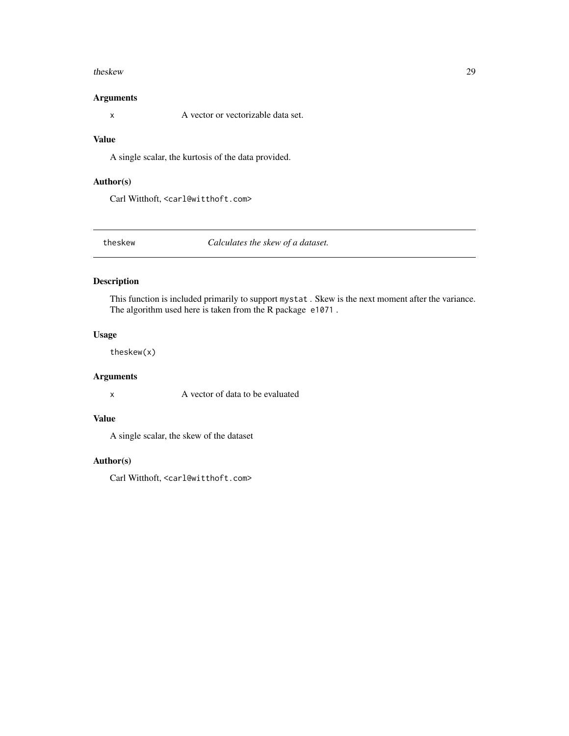### Arguments

`x` A vector or vectorizable data set.

### Value

A single scalar, the kurtosis of the data provided.

### Author(s)

Carl Witthoft, <carl@witthoft.com>

---

## theskew — *Calculates the skew of a dataset.*

---

### Description

This function is included primarily to support `mystat`. Skew is the next moment after the variance. The algorithm used here is taken from the R package `e1071`.

### Usage

```
theskew(x)
```

### Arguments

`x` A vector of data to be evaluated

### Value

A single scalar, the skew of the dataset

### Author(s)

Carl Witthoft, <carl@witthoft.com>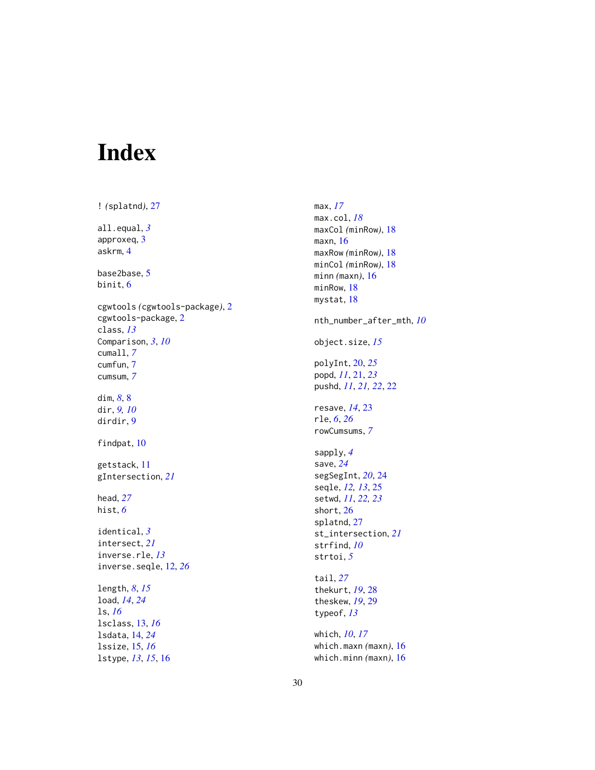# Index

! (splatnd), 27

all.equal, *3*
approxeq, 3
askrm, 4

base2base, 5
binit, 6

cgwtools (cgwtools-package), 2
cgwtools-package, 2
class, *13*
Comparison, *3*, *10*
cumall, *7*
cumfun, 7
cumsum, *7*

dim, *8*, 8
dir, *9, 10*
dirdir, 9

findpat, 10

getstack, 11
gIntersection, *21*

head, *27*
hist, *6*

identical, *3*
intersect, *21*
inverse.rle, *13*
inverse.seqle, 12, *26*

length, *8*, *15*
load, *14*, *24*
ls, *16*
lsclass, 13, *16*
lsdata, 14, *24*
lssize, 15, *16*
lstype, *13*, *15*, 16

max, *17*
max.col, *18*
maxCol (minRow), 18
maxn, 16
maxRow (minRow), 18
minCol (minRow), 18
minn (maxn), 16
minRow, 18
mystat, 18

nth_number_after_mth, *10*

object.size, *15*

polyInt, 20, *25*
popd, *11*, 21, *23*
pushd, *11*, *21, 22*, 22

resave, *14*, 23
rle, *6*, *26*
rowCumsums, *7*

sapply, *4*
save, *24*
segSegInt, *20*, 24
seqle, *12, 13*, 25
setwd, *11*, *22, 23*
short, 26
splatnd, 27
st_intersection, *21*
strfind, *10*
strtoi, *5*

tail, *27*
thekurt, *19*, 28
theskew, *19*, 29
typeof, *13*

which, *10*, *17*
which.maxn (maxn), 16
which.minn (maxn), 16